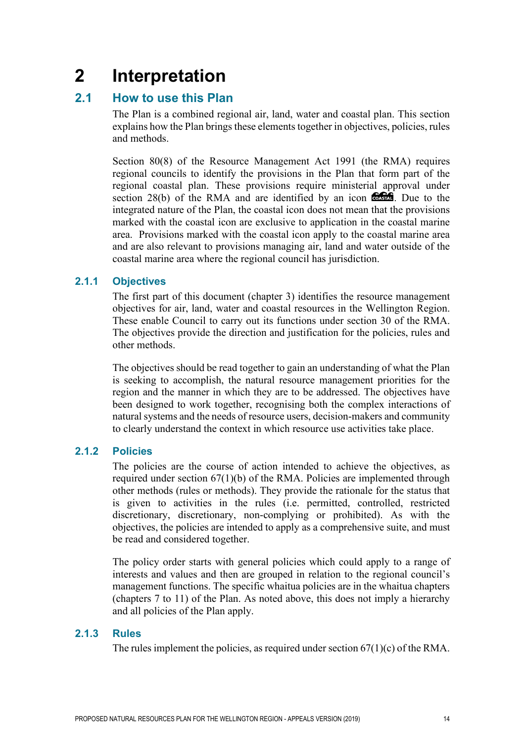# 2 Interpretation

## 2.1 How to use this Plan

The Plan is a combined regional air, land, water and coastal plan. This section explains how the Plan brings these elements together in objectives, policies, rules and methods.

Section 80(8) of the Resource Management Act 1991 (the RMA) requires regional councils to identify the provisions in the Plan that form part of the regional coastal plan. These provisions require ministerial approval under section 28(b) of the RMA and are identified by an icon COASTAL. Due to the integrated nature of the Plan, the coastal icon does not mean that the provisions marked with the coastal icon are exclusive to application in the coastal marine area. Provisions marked with the coastal icon apply to the coastal marine area and are also relevant to provisions managing air, land and water outside of the coastal marine area where the regional council has jurisdiction.

### 2.1.1 Objectives

The first part of this document (chapter 3) identifies the resource management objectives for air, land, water and coastal resources in the Wellington Region. These enable Council to carry out its functions under section 30 of the RMA. The objectives provide the direction and justification for the policies, rules and other methods.

The objectives should be read together to gain an understanding of what the Plan is seeking to accomplish, the natural resource management priorities for the region and the manner in which they are to be addressed. The objectives have been designed to work together, recognising both the complex interactions of natural systems and the needs of resource users, decision-makers and community to clearly understand the context in which resource use activities take place.

### 2.1.2 Policies

The policies are the course of action intended to achieve the objectives, as required under section 67(1)(b) of the RMA. Policies are implemented through other methods (rules or methods). They provide the rationale for the status that is given to activities in the rules (i.e. permitted, controlled, restricted discretionary, discretionary, non-complying or prohibited). As with the objectives, the policies are intended to apply as a comprehensive suite, and must be read and considered together.

The policy order starts with general policies which could apply to a range of interests and values and then are grouped in relation to the regional council's management functions. The specific whaitua policies are in the whaitua chapters (chapters 7 to 11) of the Plan. As noted above, this does not imply a hierarchy and all policies of the Plan apply.

### 2.1.3 Rules

The rules implement the policies, as required under section 67(1)(c) of the RMA.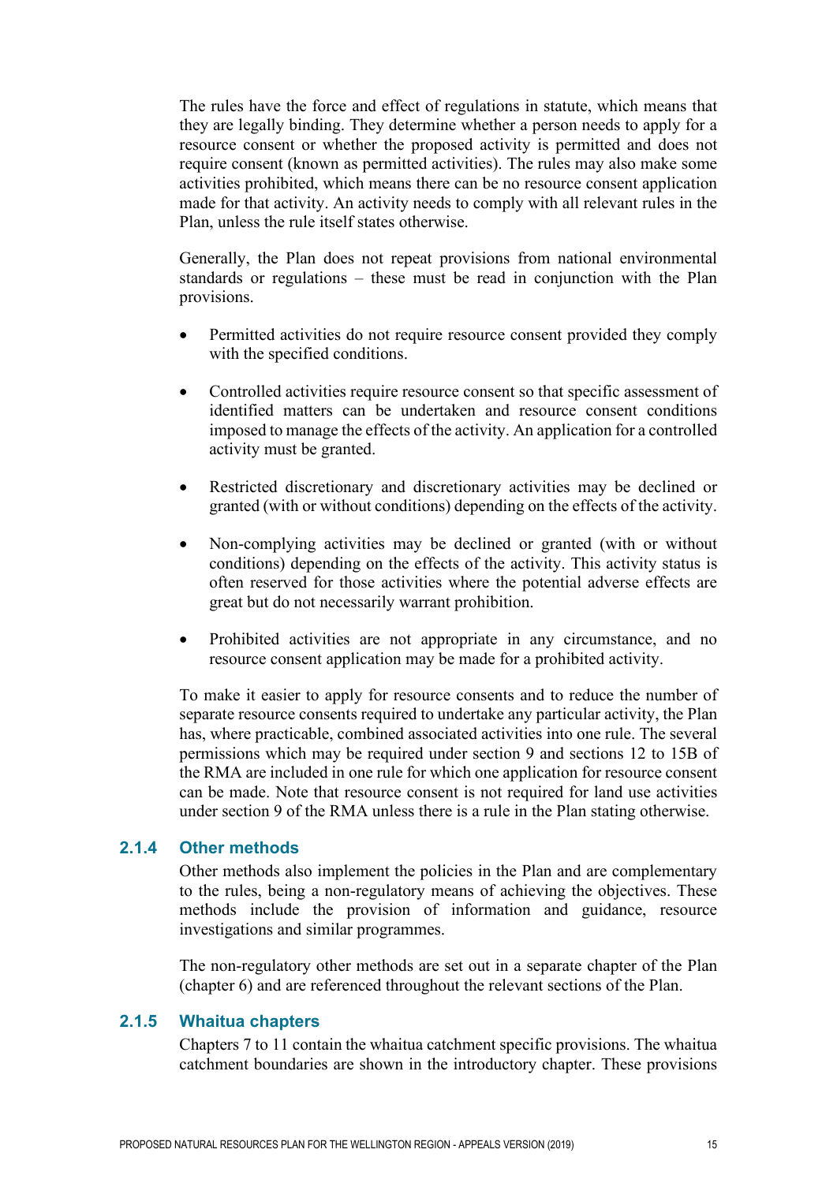The rules have the force and effect of regulations in statute, which means that they are legally binding. They determine whether a person needs to apply for a resource consent or whether the proposed activity is permitted and does not require consent (known as permitted activities). The rules may also make some activities prohibited, which means there can be no resource consent application made for that activity. An activity needs to comply with all relevant rules in the Plan, unless the rule itself states otherwise.

Generally, the Plan does not repeat provisions from national environmental standards or regulations – these must be read in conjunction with the Plan provisions.

- Permitted activities do not require resource consent provided they comply with the specified conditions.
- Controlled activities require resource consent so that specific assessment of identified matters can be undertaken and resource consent conditions imposed to manage the effects of the activity. An application for a controlled activity must be granted.
- Restricted discretionary and discretionary activities may be declined or granted (with or without conditions) depending on the effects of the activity.
- Non-complying activities may be declined or granted (with or without conditions) depending on the effects of the activity. This activity status is often reserved for those activities where the potential adverse effects are great but do not necessarily warrant prohibition.
- Prohibited activities are not appropriate in any circumstance, and no resource consent application may be made for a prohibited activity.

To make it easier to apply for resource consents and to reduce the number of separate resource consents required to undertake any particular activity, the Plan has, where practicable, combined associated activities into one rule. The several permissions which may be required under section 9 and sections 12 to 15B of the RMA are included in one rule for which one application for resource consent can be made. Note that resource consent is not required for land use activities under section 9 of the RMA unless there is a rule in the Plan stating otherwise.

### 2.1.4 Other methods

Other methods also implement the policies in the Plan and are complementary to the rules, being a non-regulatory means of achieving the objectives. These methods include the provision of information and guidance, resource investigations and similar programmes.

The non-regulatory other methods are set out in a separate chapter of the Plan (chapter 6) and are referenced throughout the relevant sections of the Plan.

### 2.1.5 Whaitua chapters

Chapters 7 to 11 contain the whaitua catchment specific provisions. The whaitua catchment boundaries are shown in the introductory chapter. These provisions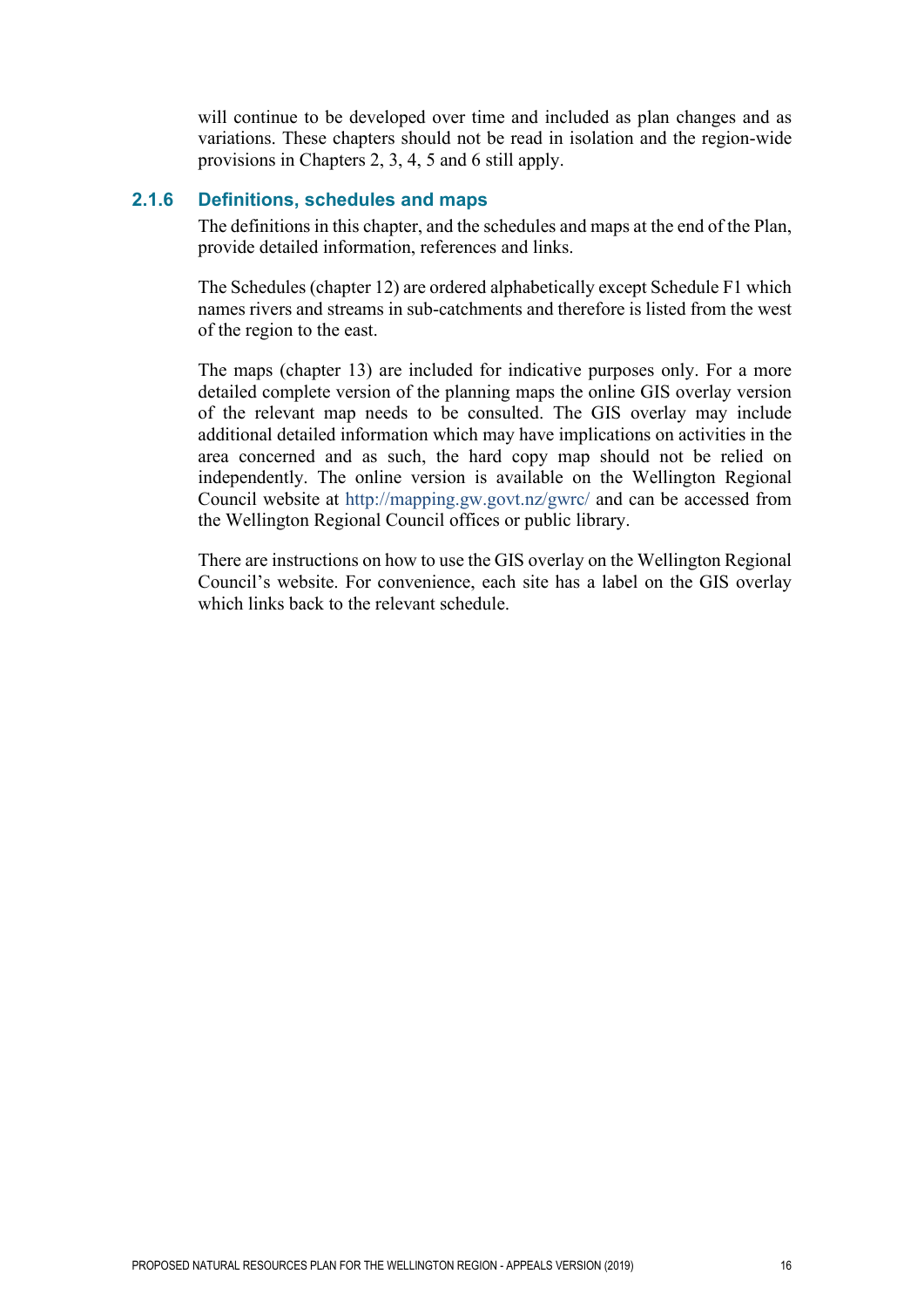will continue to be developed over time and included as plan changes and as variations. These chapters should not be read in isolation and the region-wide provisions in Chapters 2, 3, 4, 5 and 6 still apply.

### 2.1.6 Definitions, schedules and maps

The definitions in this chapter, and the schedules and maps at the end of the Plan, provide detailed information, references and links.

The Schedules (chapter 12) are ordered alphabetically except Schedule F1 which names rivers and streams in sub-catchments and therefore is listed from the west of the region to the east.

The maps (chapter 13) are included for indicative purposes only. For a more detailed complete version of the planning maps the online GIS overlay version of the relevant map needs to be consulted. The GIS overlay may include additional detailed information which may have implications on activities in the area concerned and as such, the hard copy map should not be relied on independently. The online version is available on the Wellington Regional Council website at http://mapping.gw.govt.nz/gwrc/ and can be accessed from the Wellington Regional Council offices or public library.

There are instructions on how to use the GIS overlay on the Wellington Regional Council's website. For convenience, each site has a label on the GIS overlay which links back to the relevant schedule.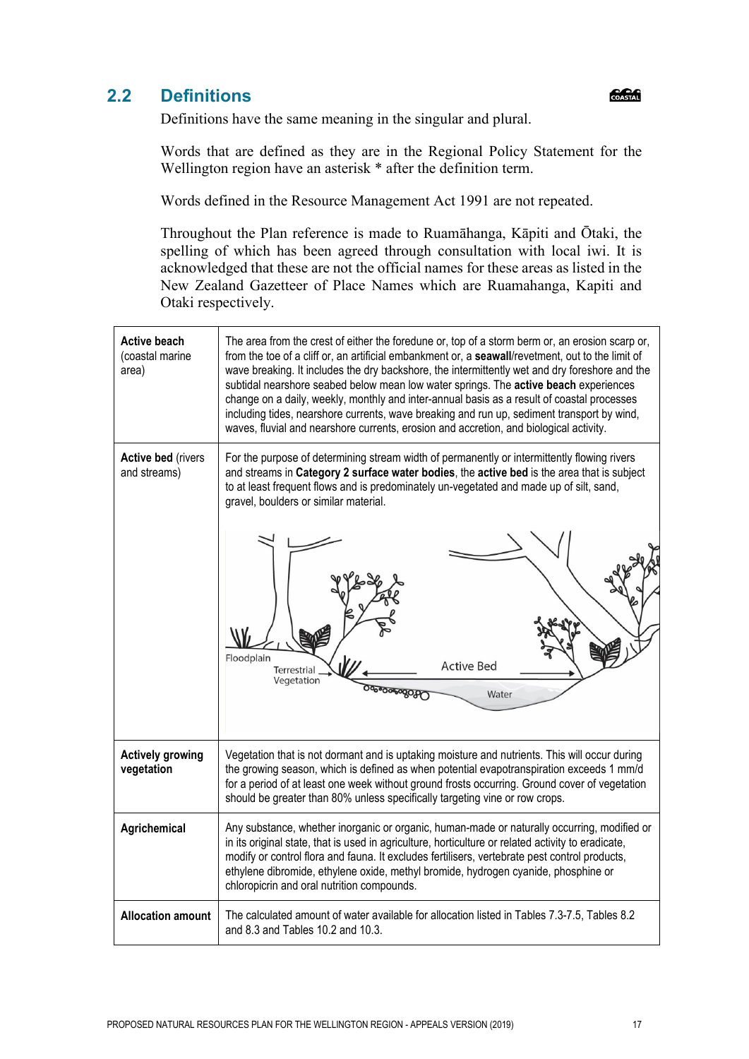## 2.2 Definitions

Definitions have the same meaning in the singular and plural.

Words that are defined as they are in the Regional Policy Statement for the Wellington region have an asterisk * after the definition term.

Words defined in the Resource Management Act 1991 are not repeated.

Throughout the Plan reference is made to Ruamāhanga, Kāpiti and Ōtaki, the spelling of which has been agreed through consultation with local iwi. It is acknowledged that these are not the official names for these areas as listed in the New Zealand Gazetteer of Place Names which are Ruamahanga, Kapiti and Otaki respectively.

| Term | Definition |
|---|---|
| **Active beach** (coastal marine area) | The area from the crest of either the foredune or, top of a storm berm or, an erosion scarp or, from the toe of a cliff or, an artificial embankment or, a **seawall**/revetment, out to the limit of wave breaking. It includes the dry backshore, the intermittently wet and dry foreshore and the subtidal nearshore seabed below mean low water springs. The **active beach** experiences change on a daily, weekly, monthly and inter-annual basis as a result of coastal processes including tides, nearshore currents, wave breaking and run up, sediment transport by wind, waves, fluvial and nearshore currents, erosion and accretion, and biological activity. |
| **Active bed** (rivers and streams) | For the purpose of determining stream width of permanently or intermittently flowing rivers and streams in **Category 2 surface water bodies**, the **active bed** is the area that is subject to at least frequent flows and is predominately un-vegetated and made up of silt, sand, gravel, boulders or similar material. |
| **Actively growing vegetation** | Vegetation that is not dormant and is uptaking moisture and nutrients. This will occur during the growing season, which is defined as when potential evapotranspiration exceeds 1 mm/d for a period of at least one week without ground frosts occurring. Ground cover of vegetation should be greater than 80% unless specifically targeting vine or row crops. |
| **Agrichemical** | Any substance, whether inorganic or organic, human-made or naturally occurring, modified or in its original state, that is used in agriculture, horticulture or related activity to eradicate, modify or control flora and fauna. It excludes fertilisers, vertebrate pest control products, ethylene dibromide, ethylene oxide, methyl bromide, hydrogen cyanide, phosphine or chloropicrin and oral nutrition compounds. |
| **Allocation amount** | The calculated amount of water available for allocation listed in Tables 7.3-7.5, Tables 8.2 and 8.3 and Tables 10.2 and 10.3. |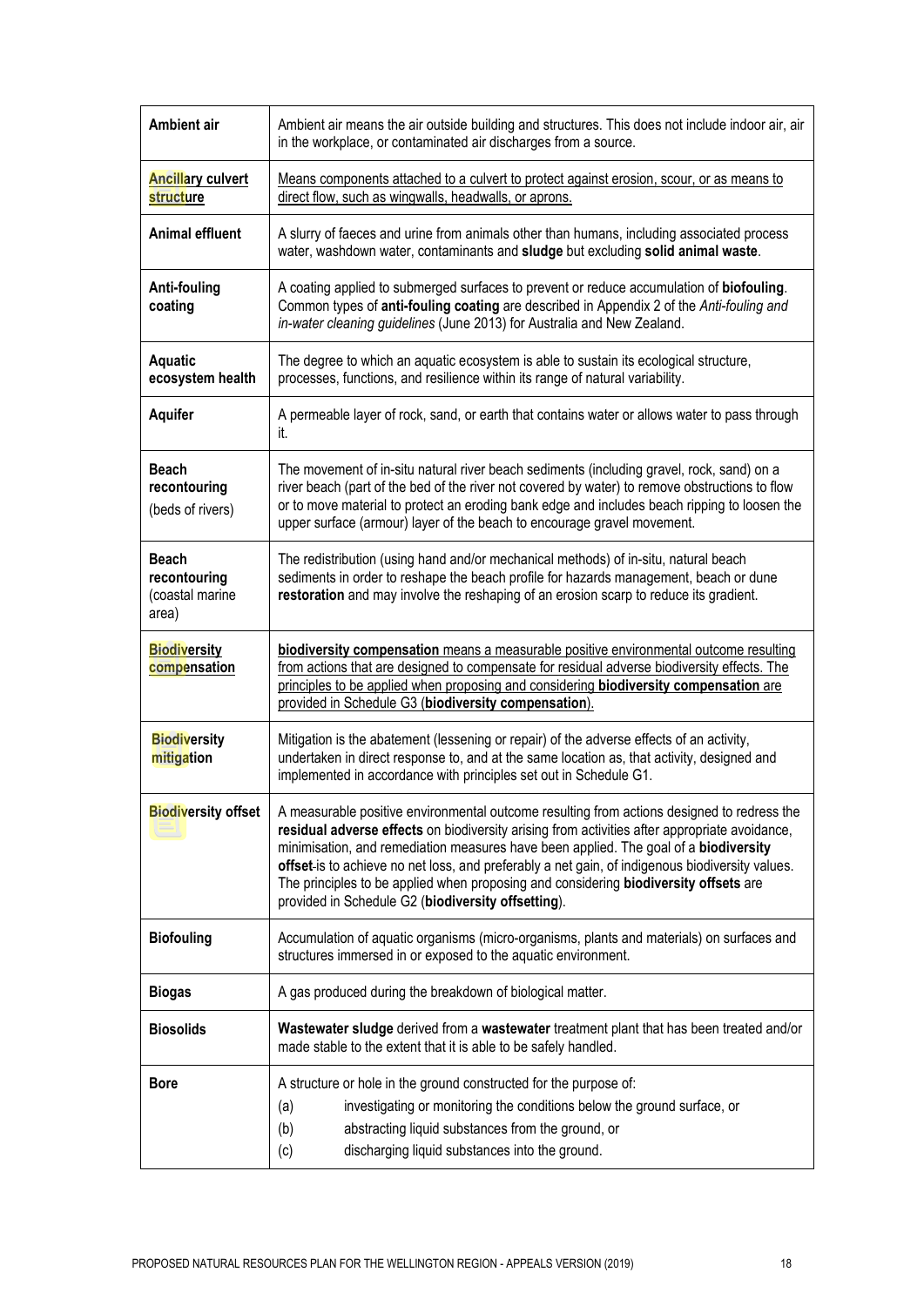| | |
|---|---|
| **Ambient air** | Ambient air means the air outside building and structures. This does not include indoor air, air in the workplace, or contaminated air discharges from a source. |
| **Ancillary culvert structure** | Means components attached to a culvert to protect against erosion, scour, or as means to direct flow, such as wingwalls, headwalls, or aprons. |
| **Animal effluent** | A slurry of faeces and urine from animals other than humans, including associated process water, washdown water, contaminants and **sludge** but excluding **solid animal waste**. |
| **Anti-fouling coating** | A coating applied to submerged surfaces to prevent or reduce accumulation of **biofouling**. Common types of **anti-fouling coating** are described in Appendix 2 of the *Anti-fouling and in-water cleaning guidelines* (June 2013) for Australia and New Zealand. |
| **Aquatic ecosystem health** | The degree to which an aquatic ecosystem is able to sustain its ecological structure, processes, functions, and resilience within its range of natural variability. |
| **Aquifer** | A permeable layer of rock, sand, or earth that contains water or allows water to pass through it. |
| **Beach recontouring** (beds of rivers) | The movement of in-situ natural river beach sediments (including gravel, rock, sand) on a river beach (part of the bed of the river not covered by water) to remove obstructions to flow or to move material to protect an eroding bank edge and includes beach ripping to loosen the upper surface (armour) layer of the beach to encourage gravel movement. |
| **Beach recontouring** (coastal marine area) | The redistribution (using hand and/or mechanical methods) of in-situ, natural beach sediments in order to reshape the beach profile for hazards management, beach or dune **restoration** and may involve the reshaping of an erosion scarp to reduce its gradient. |
| **Biodiversity compensation** | **biodiversity compensation** means a measurable positive environmental outcome resulting from actions that are designed to compensate for residual adverse biodiversity effects. The principles to be applied when proposing and considering **biodiversity compensation** are provided in Schedule G3 (**biodiversity compensation**). |
| **Biodiversity mitigation** | Mitigation is the abatement (lessening or repair) of the adverse effects of an activity, undertaken in direct response to, and at the same location as, that activity, designed and implemented in accordance with principles set out in Schedule G1. |
| **Biodiversity offset** | A measurable positive environmental outcome resulting from actions designed to redress the **residual adverse effects** on biodiversity arising from activities after appropriate avoidance, minimisation, and remediation measures have been applied. The goal of a **biodiversity offset** is to achieve no net loss, and preferably a net gain, of indigenous biodiversity values. The principles to be applied when proposing and considering **biodiversity offsets** are provided in Schedule G2 (**biodiversity offsetting**). |
| **Biofouling** | Accumulation of aquatic organisms (micro-organisms, plants and materials) on surfaces and structures immersed in or exposed to the aquatic environment. |
| **Biogas** | A gas produced during the breakdown of biological matter. |
| **Biosolids** | **Wastewater sludge** derived from a **wastewater** treatment plant that has been treated and/or made stable to the extent that it is able to be safely handled. |
| **Bore** | A structure or hole in the ground constructed for the purpose of:<br>(a) investigating or monitoring the conditions below the ground surface, or<br>(b) abstracting liquid substances from the ground, or<br>(c) discharging liquid substances into the ground. |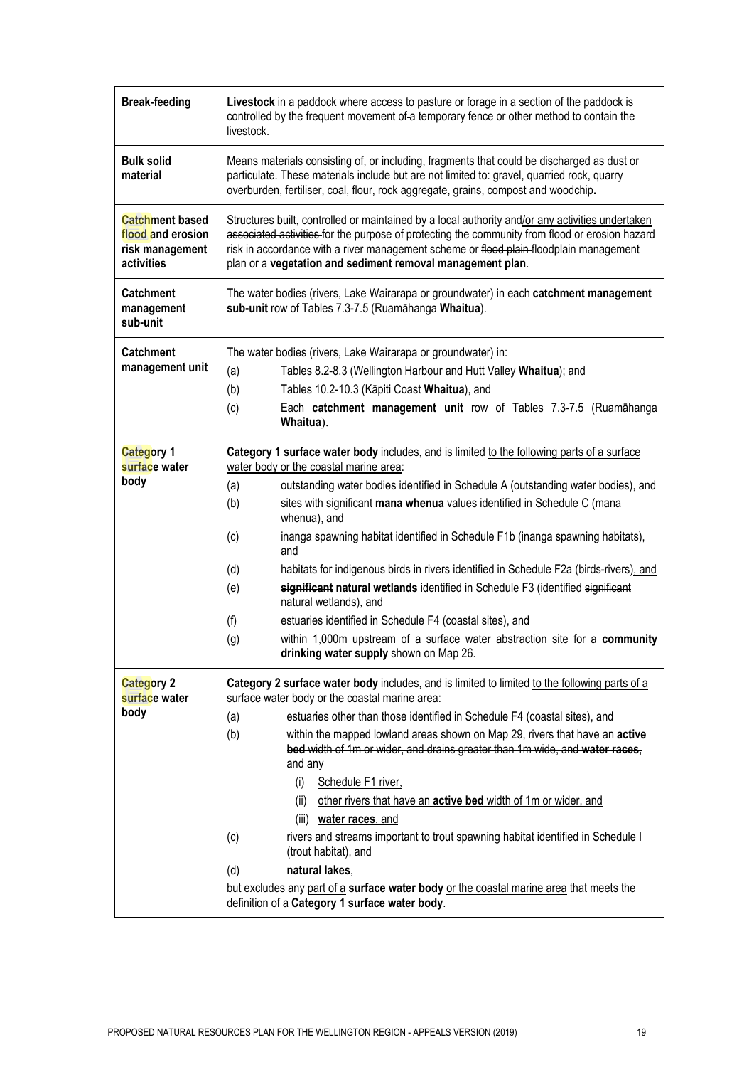| | |
|---|---|
| **Break-feeding** | **Livestock** in a paddock where access to pasture or forage in a section of the paddock is controlled by the frequent movement of ~~a~~ temporary fence or other method to contain the livestock. |
| **Bulk solid material** | Means materials consisting of, or including, fragments that could be discharged as dust or particulate. These materials include but are not limited to: gravel, quarried rock, quarry overburden, fertiliser, coal, flour, rock aggregate, grains, compost and woodchip**.** |
| **Catchment based flood and erosion risk management activities** | Structures built, controlled or maintained by a local authority and/or any activities undertaken ~~associated activities~~ for the purpose of protecting the community from flood or erosion hazard risk in accordance with a river management scheme or ~~flood plain~~ floodplain management plan or a **vegetation and sediment removal management plan**. |
| **Catchment management sub-unit** | The water bodies (rivers, Lake Wairarapa or groundwater) in each **catchment management sub-unit** row of Tables 7.3-7.5 (Ruamāhanga **Whaitua**). |
| **Catchment management unit** | The water bodies (rivers, Lake Wairarapa or groundwater) in:<br>(a) Tables 8.2-8.3 (Wellington Harbour and Hutt Valley **Whaitua**); and<br>(b) Tables 10.2-10.3 (Kāpiti Coast **Whaitua**), and<br>(c) Each **catchment management unit** row of Tables 7.3-7.5 (Ruamāhanga **Whaitua**). |
| **Category 1 surface water body** | **Category 1 surface water body** includes, and is limited to the following parts of a surface water body or the coastal marine area:<br>(a) outstanding water bodies identified in Schedule A (outstanding water bodies), and<br>(b) sites with significant **mana whenua** values identified in Schedule C (mana whenua), and<br>(c) inanga spawning habitat identified in Schedule F1b (inanga spawning habitats), and<br>(d) habitats for indigenous birds in rivers identified in Schedule F2a (birds-rivers), and<br>(e) ~~**significant**~~ **natural wetlands** identified in Schedule F3 (identified ~~significant~~ natural wetlands), and<br>(f) estuaries identified in Schedule F4 (coastal sites), and<br>(g) within 1,000m upstream of a surface water abstraction site for a **community drinking water supply** shown on Map 26. |
| **Category 2 surface water body** | **Category 2 surface water body** includes, and is limited to limited to the following parts of a surface water body or the coastal marine area:<br>(a) estuaries other than those identified in Schedule F4 (coastal sites), and<br>(b) within the mapped lowland areas shown on Map 29, ~~rivers that have an **active bed** width of 1m or wider, and drains greater than 1m wide, and **water races**, and~~ any<br>&nbsp;&nbsp;&nbsp;&nbsp;(i) Schedule F1 river,<br>&nbsp;&nbsp;&nbsp;&nbsp;(ii) other rivers that have an **active bed** width of 1m or wider, and<br>&nbsp;&nbsp;&nbsp;&nbsp;(iii) **water races**, and<br>(c) rivers and streams important to trout spawning habitat identified in Schedule I (trout habitat), and<br>(d) **natural lakes**,<br>but excludes any part of a **surface water body** or the coastal marine area that meets the definition of a **Category 1 surface water body**. |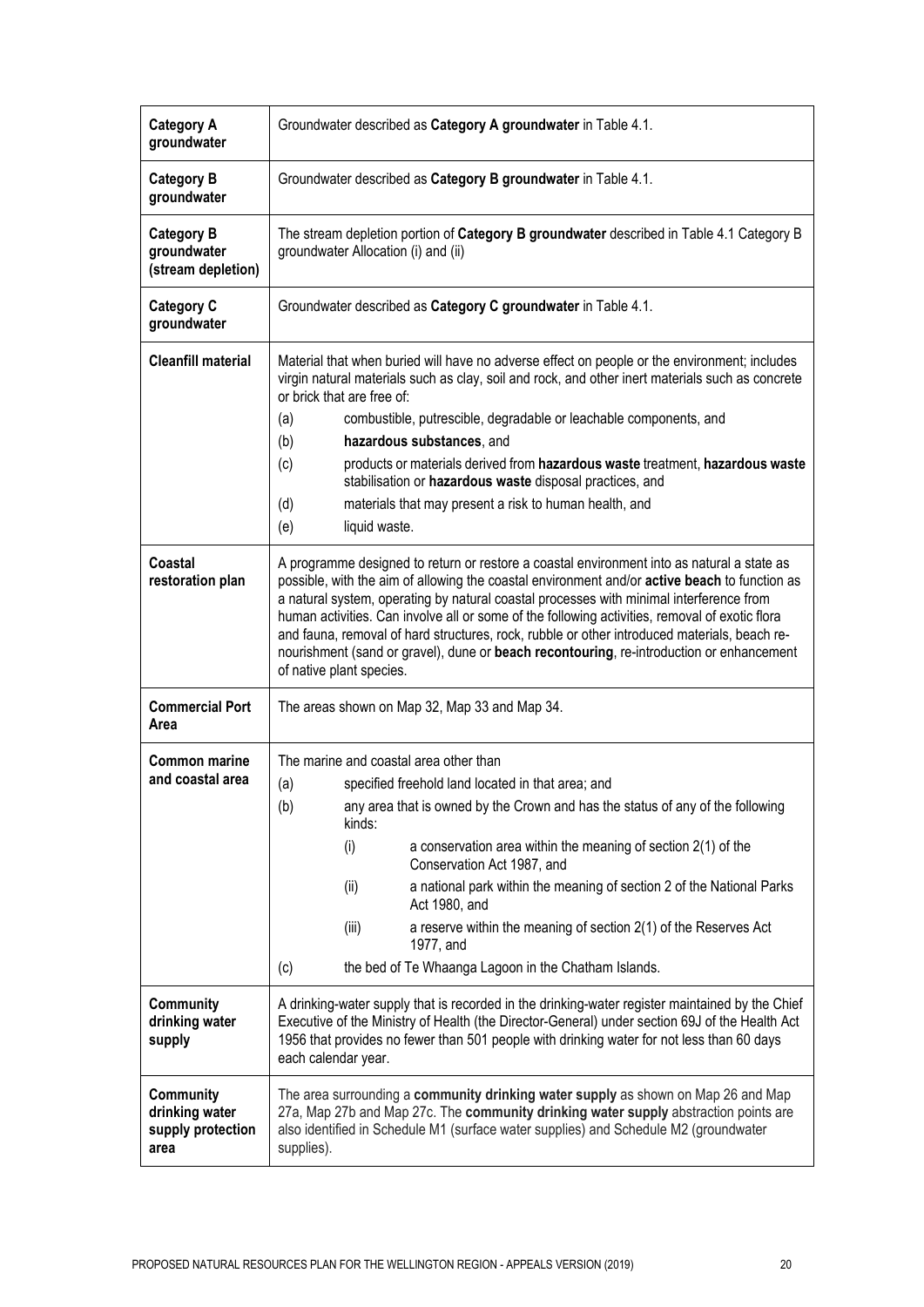| | |
|---|---|
| **Category A groundwater** | Groundwater described as **Category A groundwater** in Table 4.1. |
| **Category B groundwater** | Groundwater described as **Category B groundwater** in Table 4.1. |
| **Category B groundwater (stream depletion)** | The stream depletion portion of **Category B groundwater** described in Table 4.1 Category B groundwater Allocation (i) and (ii) |
| **Category C groundwater** | Groundwater described as **Category C groundwater** in Table 4.1. |
| **Cleanfill material** | Material that when buried will have no adverse effect on people or the environment; includes virgin natural materials such as clay, soil and rock, and other inert materials such as concrete or brick that are free of:<br>(a) combustible, putrescible, degradable or leachable components, and<br>(b) **hazardous substances**, and<br>(c) products or materials derived from **hazardous waste** treatment, **hazardous waste** stabilisation or **hazardous waste** disposal practices, and<br>(d) materials that may present a risk to human health, and<br>(e) liquid waste. |
| **Coastal restoration plan** | A programme designed to return or restore a coastal environment into as natural a state as possible, with the aim of allowing the coastal environment and/or **active beach** to function as a natural system, operating by natural coastal processes with minimal interference from human activities. Can involve all or some of the following activities, removal of exotic flora and fauna, removal of hard structures, rock, rubble or other introduced materials, beach re-nourishment (sand or gravel), dune or **beach recontouring**, re-introduction or enhancement of native plant species. |
| **Commercial Port Area** | The areas shown on Map 32, Map 33 and Map 34. |
| **Common marine and coastal area** | The marine and coastal area other than<br>(a) specified freehold land located in that area; and<br>(b) any area that is owned by the Crown and has the status of any of the following kinds:<br>(i) a conservation area within the meaning of section 2(1) of the Conservation Act 1987, and<br>(ii) a national park within the meaning of section 2 of the National Parks Act 1980, and<br>(iii) a reserve within the meaning of section 2(1) of the Reserves Act 1977, and<br>(c) the bed of Te Whaanga Lagoon in the Chatham Islands. |
| **Community drinking water supply** | A drinking-water supply that is recorded in the drinking-water register maintained by the Chief Executive of the Ministry of Health (the Director-General) under section 69J of the Health Act 1956 that provides no fewer than 501 people with drinking water for not less than 60 days each calendar year. |
| **Community drinking water supply protection area** | The area surrounding a **community drinking water supply** as shown on Map 26 and Map 27a, Map 27b and Map 27c. The **community drinking water supply** abstraction points are also identified in Schedule M1 (surface water supplies) and Schedule M2 (groundwater supplies). |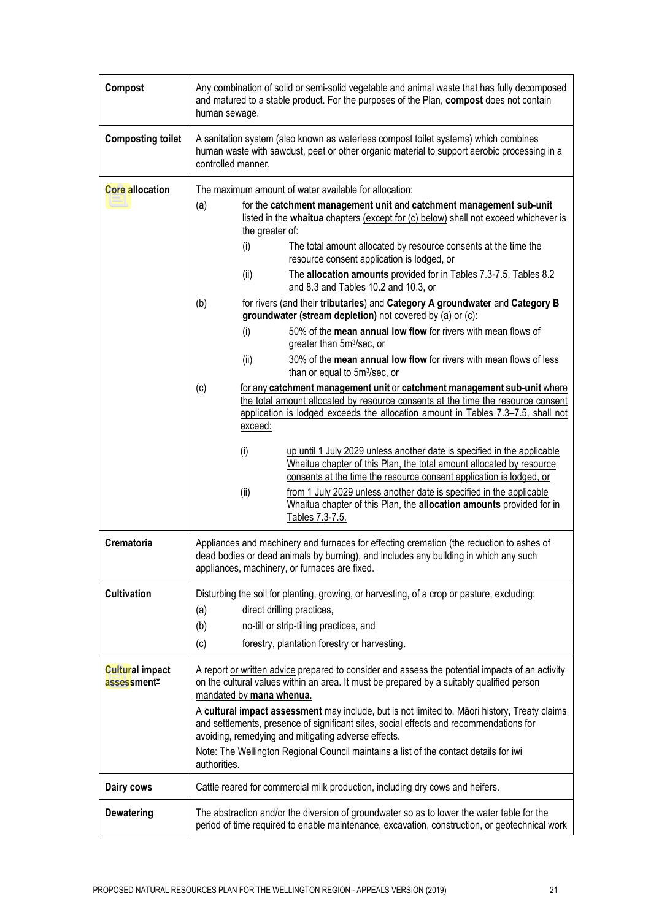| | |
|---|---|
| **Compost** | Any combination of solid or semi-solid vegetable and animal waste that has fully decomposed and matured to a stable product. For the purposes of the Plan, **compost** does not contain human sewage. |
| **Composting toilet** | A sanitation system (also known as waterless compost toilet systems) which combines human waste with sawdust, peat or other organic material to support aerobic processing in a controlled manner. |
| **Core allocation** | The maximum amount of water available for allocation:<br>(a) for the **catchment management unit** and **catchment management sub-unit** listed in the **whaitua** chapters (except for (c) below) shall not exceed whichever is the greater of:<br>(i) The total amount allocated by resource consents at the time the resource consent application is lodged, or<br>(ii) The **allocation amounts** provided for in Tables 7.3-7.5, Tables 8.2 and 8.3 and Tables 10.2 and 10.3, or<br>(b) for rivers (and their **tributaries**) and **Category A groundwater** and **Category B groundwater (stream depletion)** not covered by (a) or (c):<br>(i) 50% of the **mean annual low flow** for rivers with mean flows of greater than 5m³/sec, or<br>(ii) 30% of the **mean annual low flow** for rivers with mean flows of less than or equal to 5m³/sec, or<br>(c) for any **catchment management unit** or **catchment management sub-unit** where the total amount allocated by resource consents at the time the resource consent application is lodged exceeds the allocation amount in Tables 7.3–7.5, shall not exceed:<br>(i) up until 1 July 2029 unless another date is specified in the applicable Whaitua chapter of this Plan, the total amount allocated by resource consents at the time the resource consent application is lodged, or<br>(ii) from 1 July 2029 unless another date is specified in the applicable Whaitua chapter of this Plan, the **allocation amounts** provided for in Tables 7.3-7.5. |
| **Crematoria** | Appliances and machinery and furnaces for effecting cremation (the reduction to ashes of dead bodies or dead animals by burning), and includes any building in which any such appliances, machinery, or furnaces are fixed. |
| **Cultivation** | Disturbing the soil for planting, growing, or harvesting, of a crop or pasture, excluding:<br>(a) direct drilling practices,<br>(b) no-till or strip-tilling practices, and<br>(c) forestry, plantation forestry or harvesting. |
| **Cultural impact assessment*** | A report or written advice prepared to consider and assess the potential impacts of an activity on the cultural values within an area. It must be prepared by a suitably qualified person mandated by **mana whenua**.<br>A **cultural impact assessment** may include, but is not limited to, Māori history, Treaty claims and settlements, presence of significant sites, social effects and recommendations for avoiding, remedying and mitigating adverse effects.<br>Note: The Wellington Regional Council maintains a list of the contact details for iwi authorities. |
| **Dairy cows** | Cattle reared for commercial milk production, including dry cows and heifers. |
| **Dewatering** | The abstraction and/or the diversion of groundwater so as to lower the water table for the period of time required to enable maintenance, excavation, construction, or geotechnical work |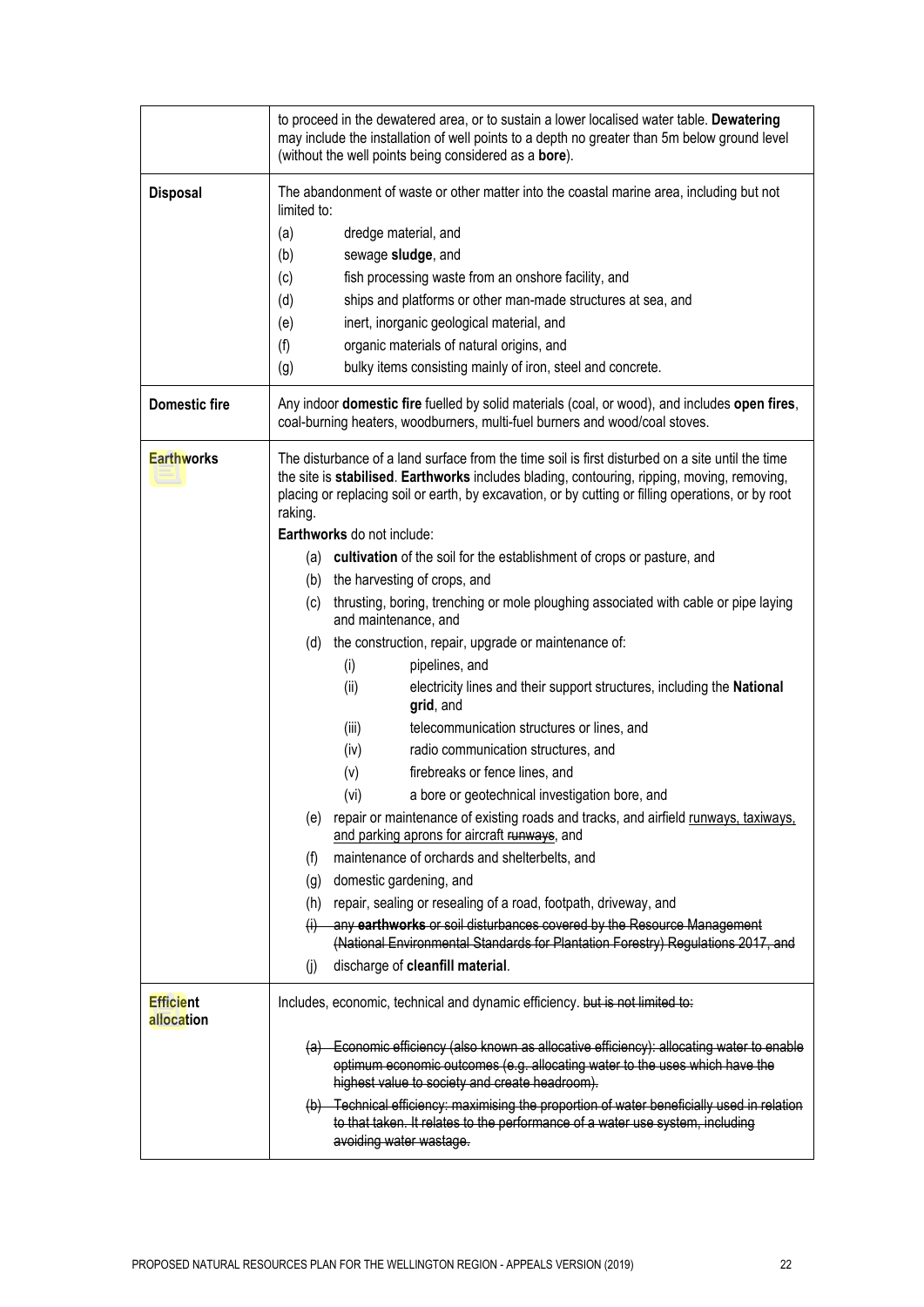| | |
|---|---|
| | to proceed in the dewatered area, or to sustain a lower localised water table. **Dewatering** may include the installation of well points to a depth no greater than 5m below ground level (without the well points being considered as a **bore**). |
| **Disposal** | The abandonment of waste or other matter into the coastal marine area, including but not limited to:<br>(a) dredge material, and<br>(b) sewage **sludge**, and<br>(c) fish processing waste from an onshore facility, and<br>(d) ships and platforms or other man-made structures at sea, and<br>(e) inert, inorganic geological material, and<br>(f) organic materials of natural origins, and<br>(g) bulky items consisting mainly of iron, steel and concrete. |
| **Domestic fire** | Any indoor **domestic fire** fuelled by solid materials (coal, or wood), and includes **open fires**, coal-burning heaters, woodburners, multi-fuel burners and wood/coal stoves. |
| **Earthworks** | The disturbance of a land surface from the time soil is first disturbed on a site until the time the site is **stabilised**. **Earthworks** includes blading, contouring, ripping, moving, removing, placing or replacing soil or earth, by excavation, or by cutting or filling operations, or by root raking.<br>**Earthworks** do not include:<br>(a) **cultivation** of the soil for the establishment of crops or pasture, and<br>(b) the harvesting of crops, and<br>(c) thrusting, boring, trenching or mole ploughing associated with cable or pipe laying and maintenance, and<br>(d) the construction, repair, upgrade or maintenance of:<br>(i) pipelines, and<br>(ii) electricity lines and their support structures, including the **National grid**, and<br>(iii) telecommunication structures or lines, and<br>(iv) radio communication structures, and<br>(v) firebreaks or fence lines, and<br>(vi) a bore or geotechnical investigation bore, and<br>(e) repair or maintenance of existing roads and tracks, and airfield runways, taxiways, and parking aprons for aircraft ~~runways~~, and<br>(f) maintenance of orchards and shelterbelts, and<br>(g) domestic gardening, and<br>(h) repair, sealing or resealing of a road, footpath, driveway, and<br>~~(i) any **earthworks** or soil disturbances covered by the Resource Management (National Environmental Standards for Plantation Forestry) Regulations 2017, and~~<br>(j) discharge of **cleanfill material**. |
| **Efficient allocation** | Includes, economic, technical and dynamic efficiency. ~~but is not limited to:~~<br>~~(a) Economic efficiency (also known as allocative efficiency): allocating water to enable optimum economic outcomes (e.g. allocating water to the uses which have the highest value to society and create headroom).~~<br>~~(b) Technical efficiency: maximising the proportion of water beneficially used in relation to that taken. It relates to the performance of a water use system, including avoiding water wastage.~~ |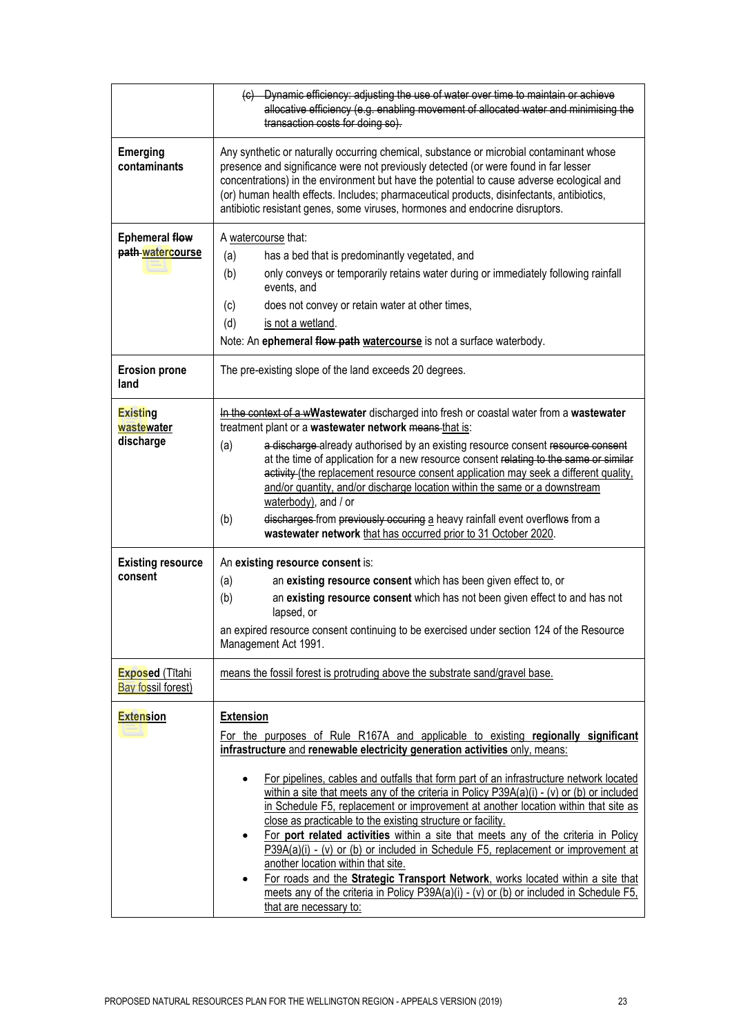| | |
|---|---|
| | ~~(c) Dynamic efficiency: adjusting the use of water over time to maintain or achieve allocative efficiency (e.g. enabling movement of allocated water and minimising the transaction costs for doing so).~~ |
| **Emerging contaminants** | Any synthetic or naturally occurring chemical, substance or microbial contaminant whose presence and significance were not previously detected (or were found in far lesser concentrations) in the environment but have the potential to cause adverse ecological and (or) human health effects. Includes; pharmaceutical products, disinfectants, antibiotics, antibiotic resistant genes, some viruses, hormones and endocrine disruptors. |
| **Ephemeral ~~flow path~~ <u>watercourse</u>** | A <u>watercourse</u> that:<br>(a) has a bed that is predominantly vegetated, and<br>(b) only conveys or temporarily retains water during or immediately following rainfall events, and<br>(c) does not convey or retain water at other times,<br>(d) <u>is not a wetland</u>.<br>Note: An **ephemeral ~~flow path~~ <u>watercourse</u>** is not a surface waterbody. |
| **Erosion prone land** | The pre-existing slope of the land exceeds 20 degrees. |
| **<u>Existing wastewater</u> discharge** | ~~In the context of a w~~**Wastewater** discharged into fresh or coastal water from a **wastewater** treatment plant or a **wastewater network** ~~means~~ <u>that is</u>:<br>(a) ~~a discharge~~ already authorised by an existing resource consent ~~resource consent~~ at the time of application for a new resource consent ~~relating to the same or similar activity~~ <u>(the replacement resource consent application may seek a different quality, and/or quantity, and/or discharge location within the same or a downstream waterbody)</u>, and / or<br>(b) ~~discharges~~ from ~~previously occuring~~ <u>a</u> heavy rainfall event overflow~~s~~ from a **wastewater network** <u>that has occurred prior to 31 October 2020</u>. |
| **Existing resource consent** | An **existing resource consent** is:<br>(a) an **existing resource consent** which has been given effect to, or<br>(b) an **existing resource consent** which has not been given effect to and has not lapsed, or<br>an expired resource consent continuing to be exercised under section 124 of the Resource Management Act 1991. |
| **<u>Exposed</u>** <u>(Tītahi Bay fossil forest)</u> | <u>means the fossil forest is protruding above the substrate sand/gravel base.</u> |
| **<u>Extension</u>** | **<u>Extension</u>**<br><u>For the purposes of Rule R167A and applicable to existing **regionally significant infrastructure** and **renewable electricity generation activities** only, means:</u><br>• <u>For pipelines, cables and outfalls that form part of an infrastructure network located within a site that meets any of the criteria in Policy P39A(a)(i) - (v) or (b) or included in Schedule F5, replacement or improvement at another location within that site as close as practicable to the existing structure or facility.</u><br>• <u>For **port related activities** within a site that meets any of the criteria in Policy P39A(a)(i) - (v) or (b) or included in Schedule F5, replacement or improvement at another location within that site.</u><br>• <u>For roads and the **Strategic Transport Network**, works located within a site that meets any of the criteria in Policy P39A(a)(i) - (v) or (b) or included in Schedule F5, that are necessary to:</u> |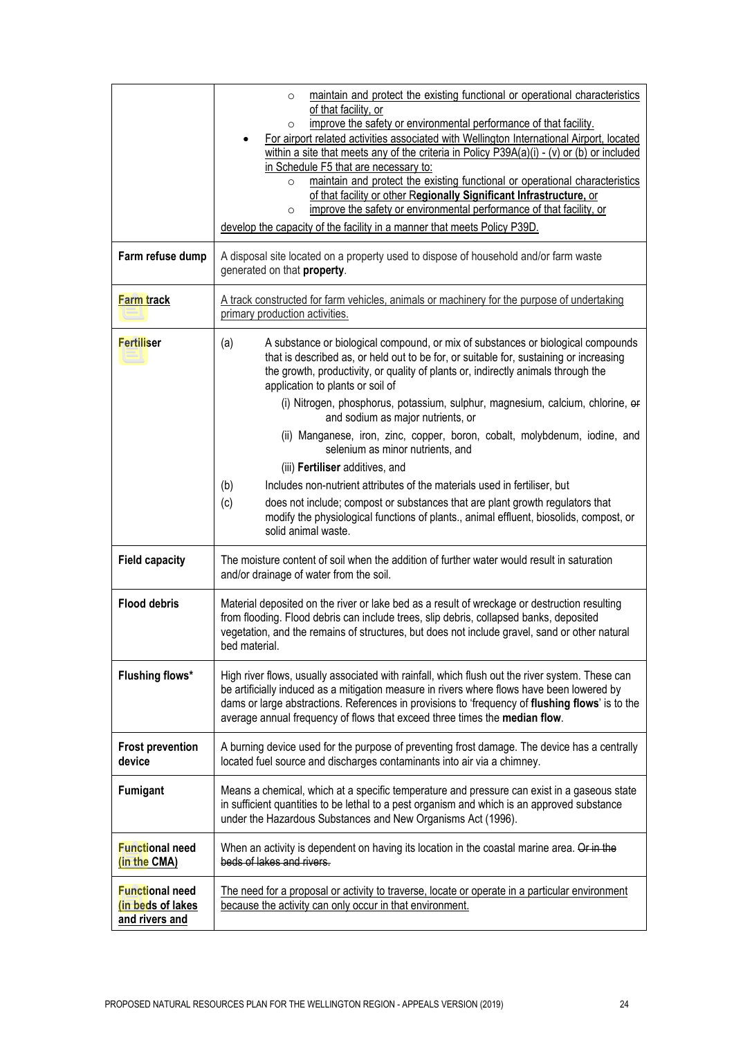| | |
|---|---|
| | ○ maintain and protect the existing functional or operational characteristics of that facility, or<br>○ improve the safety or environmental performance of that facility.<br>• For airport related activities associated with Wellington International Airport, located within a site that meets any of the criteria in Policy P39A(a)(i) - (v) or (b) or included in Schedule F5 that are necessary to:<br>○ maintain and protect the existing functional or operational characteristics of that facility or other **Regionally Significant Infrastructure,** or<br>○ improve the safety or environmental performance of that facility, or<br>develop the capacity of the facility in a manner that meets Policy P39D. |
| **Farm refuse dump** | A disposal site located on a property used to dispose of household and/or farm waste generated on that **property**. |
| **Farm track** | A track constructed for farm vehicles, animals or machinery for the purpose of undertaking primary production activities. |
| **Fertiliser** | (a) A substance or biological compound, or mix of substances or biological compounds that is described as, or held out to be for, or suitable for, sustaining or increasing the growth, productivity, or quality of plants or, indirectly animals through the application to plants or soil of<br>(i) Nitrogen, phosphorus, potassium, sulphur, magnesium, calcium, chlorine, ~~or~~ and sodium as major nutrients, or<br>(ii) Manganese, iron, zinc, copper, boron, cobalt, molybdenum, iodine, and selenium as minor nutrients, and<br>(iii) **Fertiliser** additives, and<br>(b) Includes non-nutrient attributes of the materials used in fertiliser, but<br>(c) does not include; compost or substances that are plant growth regulators that modify the physiological functions of plants., animal effluent, biosolids, compost, or solid animal waste. |
| **Field capacity** | The moisture content of soil when the addition of further water would result in saturation and/or drainage of water from the soil. |
| **Flood debris** | Material deposited on the river or lake bed as a result of wreckage or destruction resulting from flooding. Flood debris can include trees, slip debris, collapsed banks, deposited vegetation, and the remains of structures, but does not include gravel, sand or other natural bed material. |
| **Flushing flows*** | High river flows, usually associated with rainfall, which flush out the river system. These can be artificially induced as a mitigation measure in rivers where flows have been lowered by dams or large abstractions. References in provisions to 'frequency of **flushing flows**' is to the average annual frequency of flows that exceed three times the **median flow**. |
| **Frost prevention device** | A burning device used for the purpose of preventing frost damage. The device has a centrally located fuel source and discharges contaminants into air via a chimney. |
| **Fumigant** | Means a chemical, which at a specific temperature and pressure can exist in a gaseous state in sufficient quantities to be lethal to a pest organism and which is an approved substance under the Hazardous Substances and New Organisms Act (1996). |
| **Functional need (in the CMA)** | When an activity is dependent on having its location in the coastal marine area. ~~Or in the beds of lakes and rivers.~~ |
| **Functional need (in beds of lakes and rivers and** | The need for a proposal or activity to traverse, locate or operate in a particular environment because the activity can only occur in that environment. |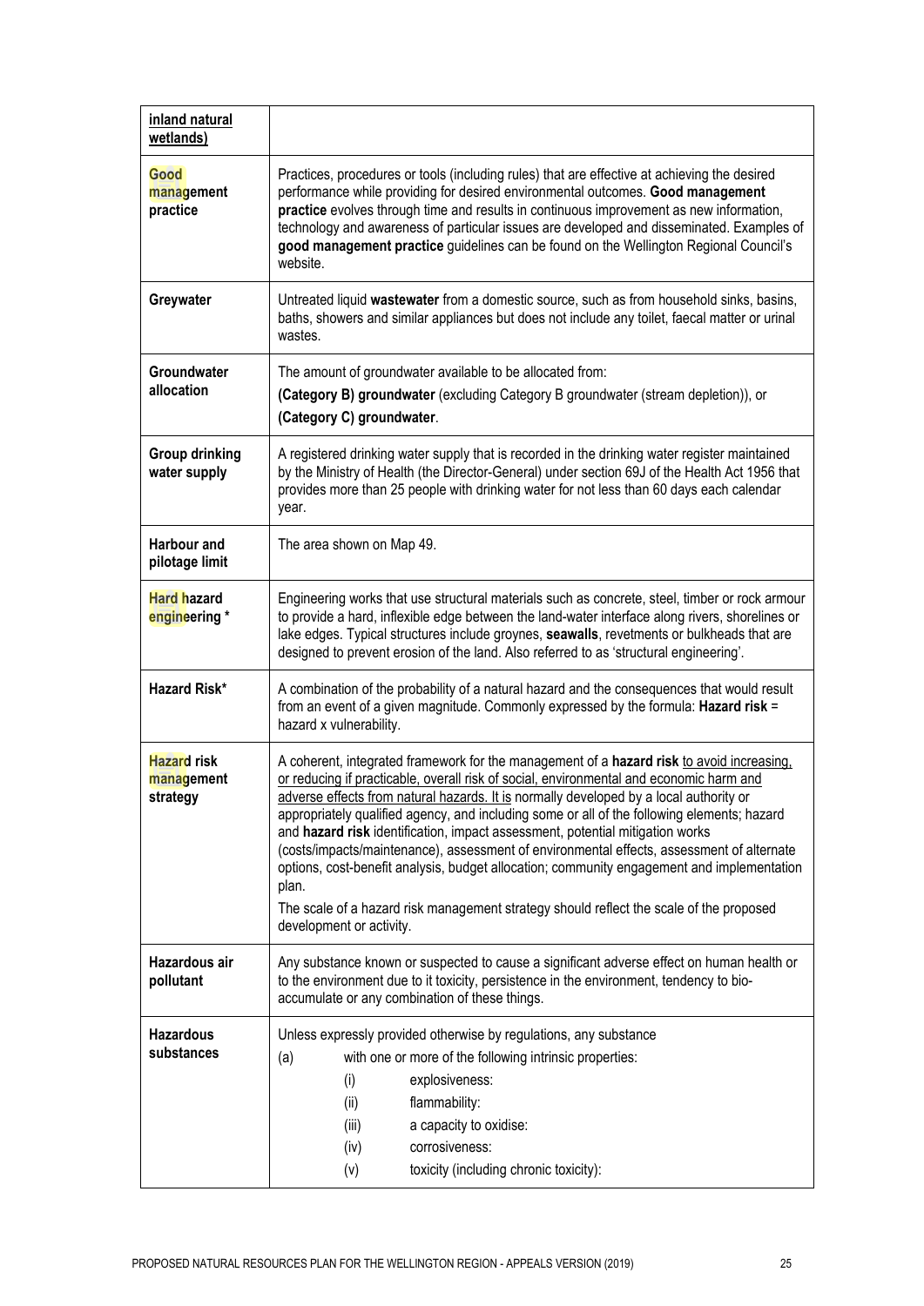| **inland natural wetlands)** | |
|---|---|
| **Good management practice** | Practices, procedures or tools (including rules) that are effective at achieving the desired performance while providing for desired environmental outcomes. **Good management practice** evolves through time and results in continuous improvement as new information, technology and awareness of particular issues are developed and disseminated. Examples of **good management practice** guidelines can be found on the Wellington Regional Council's website. |
| **Greywater** | Untreated liquid **wastewater** from a domestic source, such as from household sinks, basins, baths, showers and similar appliances but does not include any toilet, faecal matter or urinal wastes. |
| **Groundwater allocation** | The amount of groundwater available to be allocated from:<br>**(Category B) groundwater** (excluding Category B groundwater (stream depletion)), or<br>**(Category C) groundwater**. |
| **Group drinking water supply** | A registered drinking water supply that is recorded in the drinking water register maintained by the Ministry of Health (the Director-General) under section 69J of the Health Act 1956 that provides more than 25 people with drinking water for not less than 60 days each calendar year. |
| **Harbour and pilotage limit** | The area shown on Map 49. |
| **Hard hazard engineering** * | Engineering works that use structural materials such as concrete, steel, timber or rock armour to provide a hard, inflexible edge between the land-water interface along rivers, shorelines or lake edges. Typical structures include groynes, **seawalls**, revetments or bulkheads that are designed to prevent erosion of the land. Also referred to as 'structural engineering'. |
| **Hazard Risk*** | A combination of the probability of a natural hazard and the consequences that would result from an event of a given magnitude. Commonly expressed by the formula: **Hazard risk** = hazard x vulnerability. |
| **Hazard risk management strategy** | A coherent, integrated framework for the management of a **hazard risk** <u>to avoid increasing, or reducing if practicable, overall risk of social, environmental and economic harm and adverse effects from natural hazards. It is</u> normally developed by a local authority or appropriately qualified agency, and including some or all of the following elements; hazard and **hazard risk** identification, impact assessment, potential mitigation works (costs/impacts/maintenance), assessment of environmental effects, assessment of alternate options, cost-benefit analysis, budget allocation; community engagement and implementation plan.<br>The scale of a hazard risk management strategy should reflect the scale of the proposed development or activity. |
| **Hazardous air pollutant** | Any substance known or suspected to cause a significant adverse effect on human health or to the environment due to it toxicity, persistence in the environment, tendency to bio-accumulate or any combination of these things. |
| **Hazardous substances** | Unless expressly provided otherwise by regulations, any substance<br>(a) with one or more of the following intrinsic properties:<br>(i) explosiveness:<br>(ii) flammability:<br>(iii) a capacity to oxidise:<br>(iv) corrosiveness:<br>(v) toxicity (including chronic toxicity): |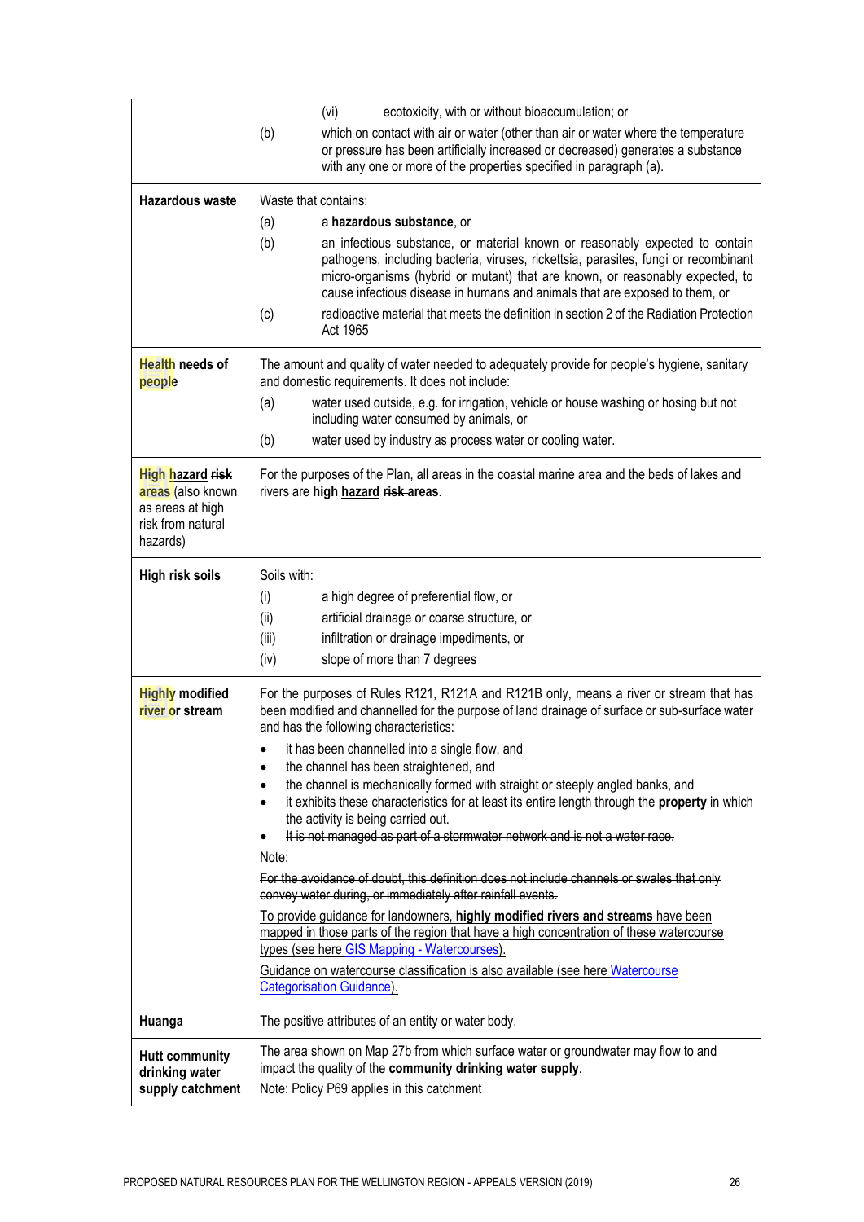| | |
|---|---|
| | (vi) ecotoxicity, with or without bioaccumulation; or<br>(b) which on contact with air or water (other than air or water where the temperature or pressure has been artificially increased or decreased) generates a substance with any one or more of the properties specified in paragraph (a). |
| **Hazardous waste** | Waste that contains:<br>(a) a **hazardous substance**, or<br>(b) an infectious substance, or material known or reasonably expected to contain pathogens, including bacteria, viruses, rickettsia, parasites, fungi or recombinant micro-organisms (hybrid or mutant) that are known, or reasonably expected, to cause infectious disease in humans and animals that are exposed to them, or<br>(c) radioactive material that meets the definition in section 2 of the Radiation Protection Act 1965 |
| **Health needs of people** | The amount and quality of water needed to adequately provide for people's hygiene, sanitary and domestic requirements. It does not include:<br>(a) water used outside, e.g. for irrigation, vehicle or house washing or hosing but not including water consumed by animals, or<br>(b) water used by industry as process water or cooling water. |
| **High hazard ~~risk~~ areas** (also known as areas at high risk from natural hazards) | For the purposes of the Plan, all areas in the coastal marine area and the beds of lakes and rivers are **high hazard ~~risk~~ areas**. |
| **High risk soils** | Soils with:<br>(i) a high degree of preferential flow, or<br>(ii) artificial drainage or coarse structure, or<br>(iii) infiltration or drainage impediments, or<br>(iv) slope of more than 7 degrees |
| **Highly modified river or stream** | For the purposes of Rules R121, R121A and R121B only, means a river or stream that has been modified and channelled for the purpose of land drainage of surface or sub-surface water and has the following characteristics:<br>• it has been channelled into a single flow, and<br>• the channel has been straightened, and<br>• the channel is mechanically formed with straight or steeply angled banks, and<br>• it exhibits these characteristics for at least its entire length through the **property** in which the activity is being carried out.<br>• ~~It is not managed as part of a stormwater network and is not a water race.~~<br>Note:<br>~~For the avoidance of doubt, this definition does not include channels or swales that only convey water during, or immediately after rainfall events.~~<br>To provide guidance for landowners, **highly modified rivers and streams** have been mapped in those parts of the region that have a high concentration of these watercourse types (see here GIS Mapping - Watercourses).<br>Guidance on watercourse classification is also available (see here Watercourse Categorisation Guidance). |
| **Huanga** | The positive attributes of an entity or water body. |
| **Hutt community drinking water supply catchment** | The area shown on Map 27b from which surface water or groundwater may flow to and impact the quality of the **community drinking water supply**.<br>Note: Policy P69 applies in this catchment |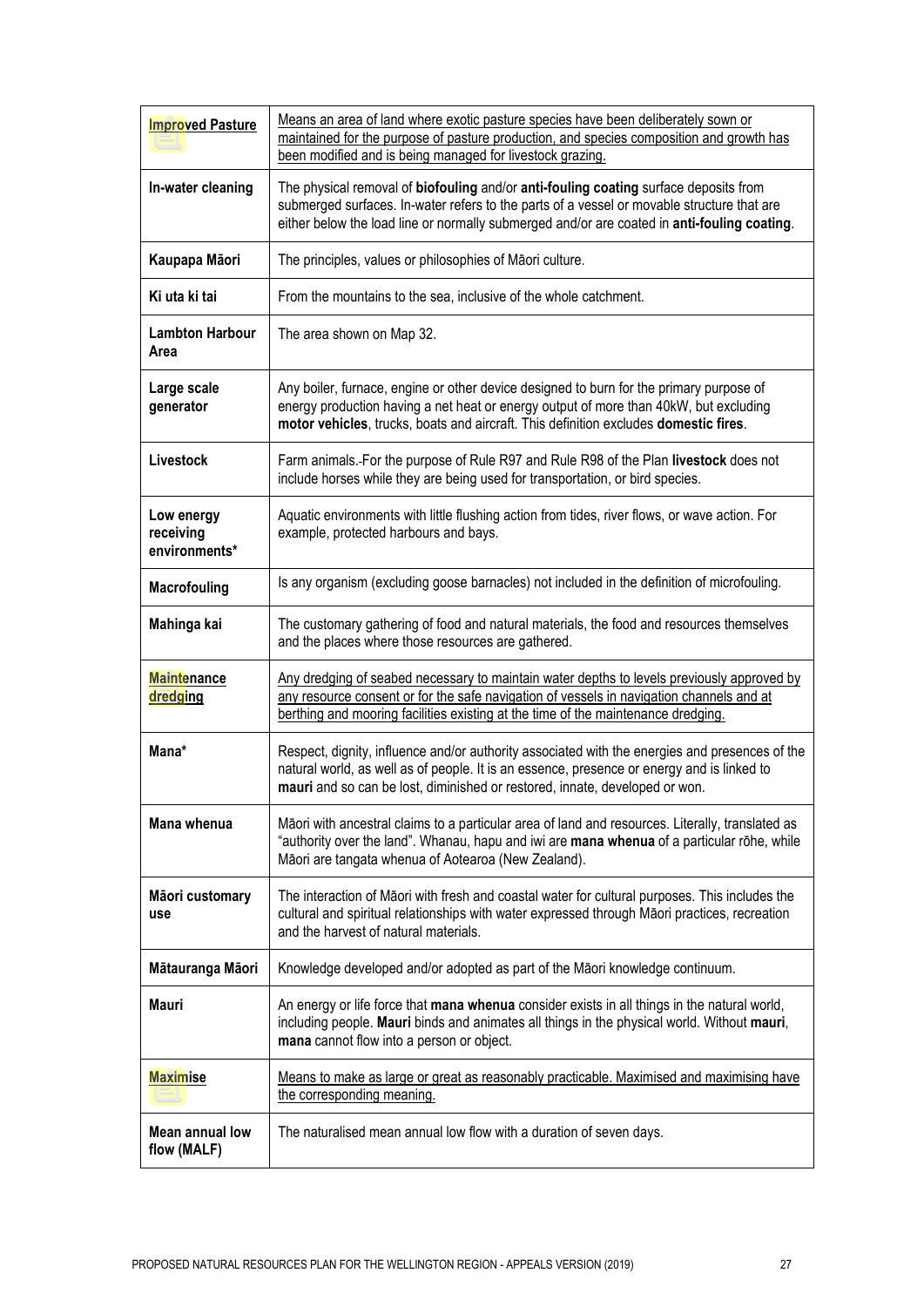| | |
|---|---|
| **Improved Pasture** | Means an area of land where exotic pasture species have been deliberately sown or maintained for the purpose of pasture production, and species composition and growth has been modified and is being managed for livestock grazing. |
| **In-water cleaning** | The physical removal of **biofouling** and/or **anti-fouling coating** surface deposits from submerged surfaces. In-water refers to the parts of a vessel or movable structure that are either below the load line or normally submerged and/or are coated in **anti-fouling coating**. |
| **Kaupapa Māori** | The principles, values or philosophies of Māori culture. |
| **Ki uta ki tai** | From the mountains to the sea, inclusive of the whole catchment. |
| **Lambton Harbour Area** | The area shown on Map 32. |
| **Large scale generator** | Any boiler, furnace, engine or other device designed to burn for the primary purpose of energy production having a net heat or energy output of more than 40kW, but excluding **motor vehicles**, trucks, boats and aircraft. This definition excludes **domestic fires**. |
| **Livestock** | Farm animals. For the purpose of Rule R97 and Rule R98 of the Plan **livestock** does not include horses while they are being used for transportation, or bird species. |
| **Low energy receiving environments*** | Aquatic environments with little flushing action from tides, river flows, or wave action. For example, protected harbours and bays. |
| **Macrofouling** | Is any organism (excluding goose barnacles) not included in the definition of microfouling. |
| **Mahinga kai** | The customary gathering of food and natural materials, the food and resources themselves and the places where those resources are gathered. |
| **Maintenance dredging** | Any dredging of seabed necessary to maintain water depths to levels previously approved by any resource consent or for the safe navigation of vessels in navigation channels and at berthing and mooring facilities existing at the time of the maintenance dredging. |
| **Mana*** | Respect, dignity, influence and/or authority associated with the energies and presences of the natural world, as well as of people. It is an essence, presence or energy and is linked to **mauri** and so can be lost, diminished or restored, innate, developed or won. |
| **Mana whenua** | Māori with ancestral claims to a particular area of land and resources. Literally, translated as "authority over the land". Whanau, hapu and iwi are **mana whenua** of a particular rōhe, while Māori are tangata whenua of Aotearoa (New Zealand). |
| **Māori customary use** | The interaction of Māori with fresh and coastal water for cultural purposes. This includes the cultural and spiritual relationships with water expressed through Māori practices, recreation and the harvest of natural materials. |
| **Mātauranga Māori** | Knowledge developed and/or adopted as part of the Māori knowledge continuum. |
| **Mauri** | An energy or life force that **mana whenua** consider exists in all things in the natural world, including people. **Mauri** binds and animates all things in the physical world. Without **mauri**, **mana** cannot flow into a person or object. |
| **Maximise** | Means to make as large or great as reasonably practicable. Maximised and maximising have the corresponding meaning. |
| **Mean annual low flow (MALF)** | The naturalised mean annual low flow with a duration of seven days. |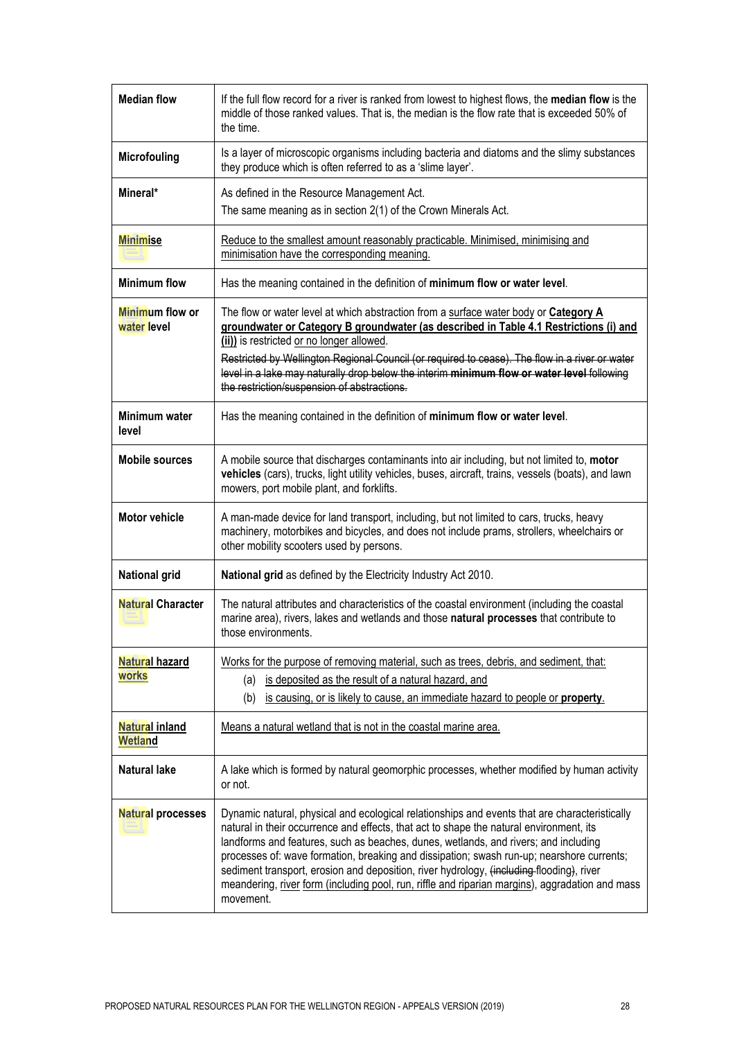| | |
|---|---|
| **Median flow** | If the full flow record for a river is ranked from lowest to highest flows, the **median flow** is the middle of those ranked values. That is, the median is the flow rate that is exceeded 50% of the time. |
| **Microfouling** | Is a layer of microscopic organisms including bacteria and diatoms and the slimy substances they produce which is often referred to as a 'slime layer'. |
| **Mineral*** | As defined in the Resource Management Act.<br>The same meaning as in section 2(1) of the Crown Minerals Act. |
| **Minimise** | <u>Reduce to the smallest amount reasonably practicable. Minimised, minimising and minimisation have the corresponding meaning.</u> |
| **Minimum flow** | Has the meaning contained in the definition of **minimum flow or water level**. |
| **Minimum flow or water level** | The flow or water level at which abstraction from a <u>surface water body</u> or **<u>Category A groundwater or Category B groundwater (as described in Table 4.1 Restrictions (i) and (ii))</u>** is restricted <u>or no longer allowed</u>.<br>~~Restricted by Wellington Regional Council (or required to cease). The flow in a river or water level in a lake may naturally drop below the interim **minimum flow or water level** following the restriction/suspension of abstractions.~~ |
| **Minimum water level** | Has the meaning contained in the definition of **minimum flow or water level**. |
| **Mobile sources** | A mobile source that discharges contaminants into air including, but not limited to, **motor vehicles** (cars), trucks, light utility vehicles, buses, aircraft, trains, vessels (boats), and lawn mowers, port mobile plant, and forklifts. |
| **Motor vehicle** | A man-made device for land transport, including, but not limited to cars, trucks, heavy machinery, motorbikes and bicycles, and does not include prams, strollers, wheelchairs or other mobility scooters used by persons. |
| **National grid** | **National grid** as defined by the Electricity Industry Act 2010. |
| **Natural Character** | The natural attributes and characteristics of the coastal environment (including the coastal marine area), rivers, lakes and wetlands and those **natural processes** that contribute to those environments. |
| **<u>Natural hazard works</u>** | <u>Works for the purpose of removing material, such as trees, debris, and sediment, that:</u><br>(a) <u>is deposited as the result of a natural hazard, and</u><br>(b) <u>is causing, or is likely to cause, an immediate hazard to people or **property**.</u> |
| **<u>Natural inland Wetland</u>** | <u>Means a natural wetland that is not in the coastal marine area.</u> |
| **Natural lake** | A lake which is formed by natural geomorphic processes, whether modified by human activity or not. |
| **Natural processes** | Dynamic natural, physical and ecological relationships and events that are characteristically natural in their occurrence and effects, that act to shape the natural environment, its landforms and features, such as beaches, dunes, wetlands, and rivers; and including processes of: wave formation, breaking and dissipation; swash run-up; nearshore currents; sediment transport, erosion and deposition, river hydrology, ~~(including~~ flooding~~)~~, river meandering, <u>river</u> form (including pool, run, riffle and riparian margins), aggradation and mass movement. |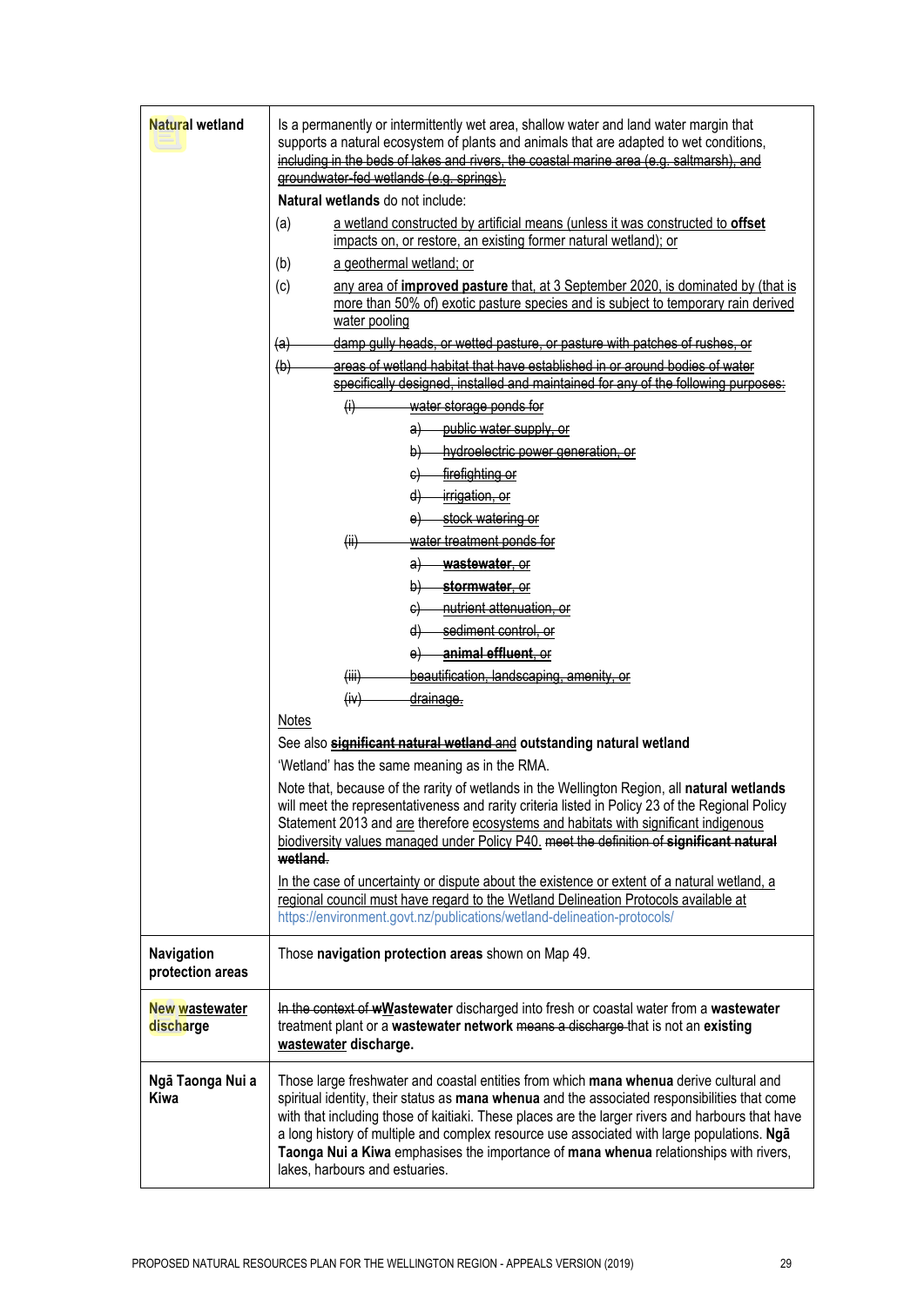| | |
|---|---|
| **Natural wetland** | Is a permanently or intermittently wet area, shallow water and land water margin that supports a natural ecosystem of plants and animals that are adapted to wet conditions, ~~including in the beds of lakes and rivers, the coastal marine area (e.g. saltmarsh), and groundwater-fed wetlands (e.g. springs).~~<br><br>**Natural wetlands** do not include:<br><br>(a) a wetland constructed by artificial means (unless it was constructed to **offset** impacts on, or restore, an existing former natural wetland); or<br><br>(b) a geothermal wetland; or<br><br>(c) any area of **improved pasture** that, at 3 September 2020, is dominated by (that is more than 50% of) exotic pasture species and is subject to temporary rain derived water pooling<br><br>~~(a) damp gully heads, or wetted pasture, or pasture with patches of rushes, or~~<br><br>~~(b) areas of wetland habitat that have established in or around bodies of water specifically designed, installed and maintained for any of the following purposes:~~<br><br>~~(i) water storage ponds for~~<br>~~a) public water supply, or~~<br>~~b) hydroelectric power generation, or~~<br>~~c) firefighting or~~<br>~~d) irrigation, or~~<br>~~e) stock watering or~~<br><br>~~(ii) water treatment ponds for~~<br>~~a) **wastewater**, or~~<br>~~b) **stormwater**, or~~<br>~~c) nutrient attenuation, or~~<br>~~d) sediment control, or~~<br>~~e) **animal effluent**, or~~<br><br>~~(iii) beautification, landscaping, amenity, or~~<br><br>~~(iv) drainage.~~<br><br>Notes<br><br>See also ~~**significant natural wetland** and~~ **outstanding natural wetland**<br><br>'Wetland' has the same meaning as in the RMA.<br><br>Note that, because of the rarity of wetlands in the Wellington Region, all **natural wetlands** will meet the representativeness and rarity criteria listed in Policy 23 of the Regional Policy Statement 2013 and are therefore ecosystems and habitats with significant indigenous biodiversity values managed under Policy P40. ~~meet the definition of **significant natural wetland**.~~<br><br>In the case of uncertainty or dispute about the existence or extent of a natural wetland, a regional council must have regard to the Wetland Delineation Protocols available at https://environment.govt.nz/publications/wetland-delineation-protocols/ |
| **Navigation protection areas** | Those **navigation protection areas** shown on Map 49. |
| **New wastewater discharge** | ~~In the context of w~~**Wastewater** discharged into fresh or coastal water from a **wastewater** treatment plant or a **wastewater network** ~~means a discharge~~ that is not an **existing wastewater discharge.** |
| **Ngā Taonga Nui a Kiwa** | Those large freshwater and coastal entities from which **mana whenua** derive cultural and spiritual identity, their status as **mana whenua** and the associated responsibilities that come with that including those of kaitiaki. These places are the larger rivers and harbours that have a long history of multiple and complex resource use associated with large populations. **Ngā Taonga Nui a Kiwa** emphasises the importance of **mana whenua** relationships with rivers, lakes, harbours and estuaries. |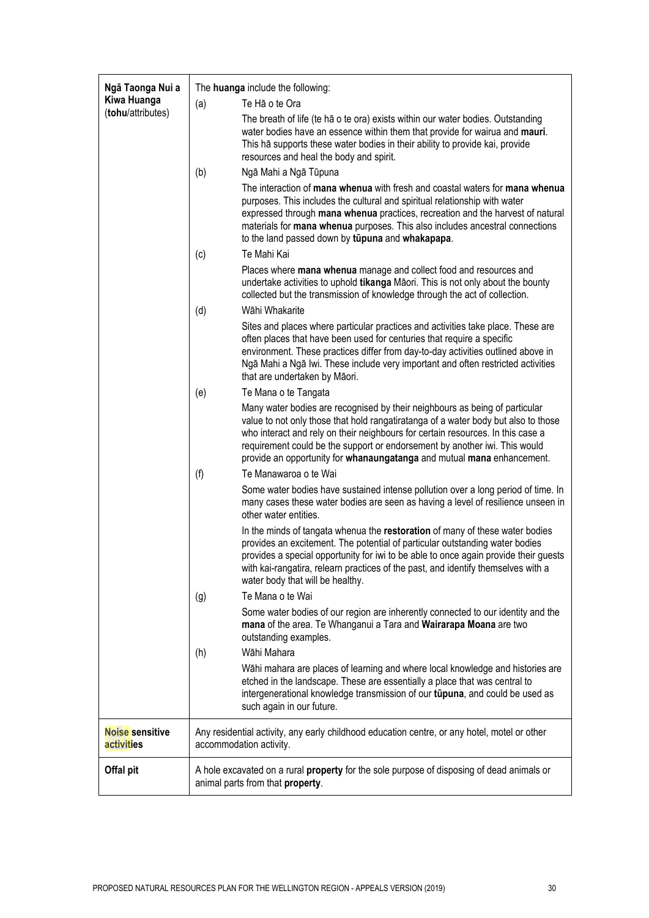| | |
|---|---|
| **Ngā Taonga Nui a Kiwa Huanga** (**tohu**/attributes) | The **huanga** include the following:<br><br>(a) Te Hā o te Ora<br>The breath of life (te hā o te ora) exists within our water bodies. Outstanding water bodies have an essence within them that provide for wairua and **mauri**. This hā supports these water bodies in their ability to provide kai, provide resources and heal the body and spirit.<br><br>(b) Ngā Mahi a Ngā Tūpuna<br>The interaction of **mana whenua** with fresh and coastal waters for **mana whenua** purposes. This includes the cultural and spiritual relationship with water expressed through **mana whenua** practices, recreation and the harvest of natural materials for **mana whenua** purposes. This also includes ancestral connections to the land passed down by **tūpuna** and **whakapapa**.<br><br>(c) Te Mahi Kai<br>Places where **mana whenua** manage and collect food and resources and undertake activities to uphold **tikanga** Māori. This is not only about the bounty collected but the transmission of knowledge through the act of collection.<br><br>(d) Wāhi Whakarite<br>Sites and places where particular practices and activities take place. These are often places that have been used for centuries that require a specific environment. These practices differ from day-to-day activities outlined above in Ngā Mahi a Ngā Iwi. These include very important and often restricted activities that are undertaken by Māori.<br><br>(e) Te Mana o te Tangata<br>Many water bodies are recognised by their neighbours as being of particular value to not only those that hold rangatiratanga of a water body but also to those who interact and rely on their neighbours for certain resources. In this case a requirement could be the support or endorsement by another iwi. This would provide an opportunity for **whanaungatanga** and mutual **mana** enhancement.<br><br>(f) Te Manawaroa o te Wai<br>Some water bodies have sustained intense pollution over a long period of time. In many cases these water bodies are seen as having a level of resilience unseen in other water entities.<br>In the minds of tangata whenua the **restoration** of many of these water bodies provides an excitement. The potential of particular outstanding water bodies provides a special opportunity for iwi to be able to once again provide their guests with kai-rangatira, relearn practices of the past, and identify themselves with a water body that will be healthy.<br><br>(g) Te Mana o te Wai<br>Some water bodies of our region are inherently connected to our identity and the **mana** of the area. Te Whanganui a Tara and **Wairarapa Moana** are two outstanding examples.<br><br>(h) Wāhi Mahara<br>Wāhi mahara are places of learning and where local knowledge and histories are etched in the landscape. These are essentially a place that was central to intergenerational knowledge transmission of our **tūpuna**, and could be used as such again in our future. |
| **Noise sensitive activities** | Any residential activity, any early childhood education centre, or any hotel, motel or other accommodation activity. |
| **Offal pit** | A hole excavated on a rural **property** for the sole purpose of disposing of dead animals or animal parts from that **property**. |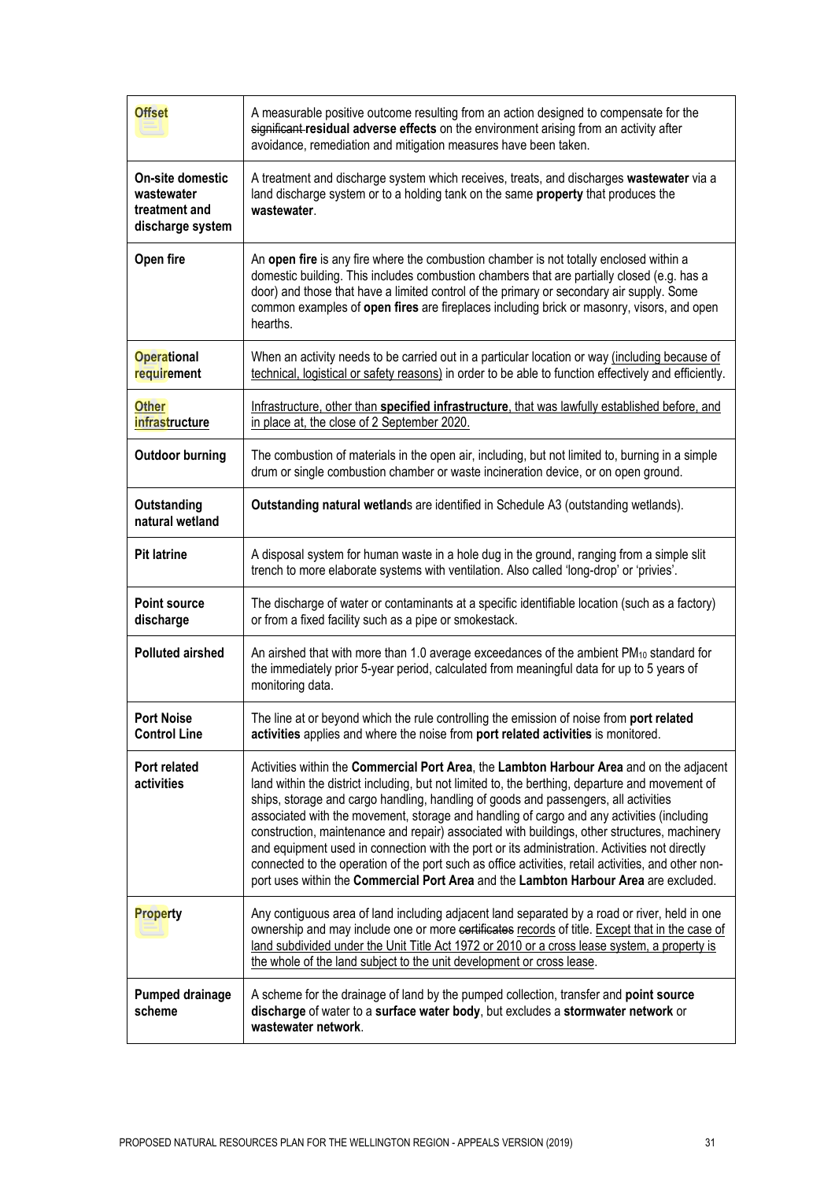| | |
|---|---|
| **Offset** | A measurable positive outcome resulting from an action designed to compensate for the ~~significant~~ **residual adverse effects** on the environment arising from an activity after avoidance, remediation and mitigation measures have been taken. |
| **On-site domestic wastewater treatment and discharge system** | A treatment and discharge system which receives, treats, and discharges **wastewater** via a land discharge system or to a holding tank on the same **property** that produces the **wastewater**. |
| **Open fire** | An **open fire** is any fire where the combustion chamber is not totally enclosed within a domestic building. This includes combustion chambers that are partially closed (e.g. has a door) and those that have a limited control of the primary or secondary air supply. Some common examples of **open fires** are fireplaces including brick or masonry, visors, and open hearths. |
| **Operational requirement** | When an activity needs to be carried out in a particular location or way <u>(including because of technical, logistical or safety reasons)</u> in order to be able to function effectively and efficiently. |
| <u>**Other infrastructure**</u> | <u>Infrastructure, other than **specified infrastructure**, that was lawfully established before, and in place at, the close of 2 September 2020.</u> |
| **Outdoor burning** | The combustion of materials in the open air, including, but not limited to, burning in a simple drum or single combustion chamber or waste incineration device, or on open ground. |
| **Outstanding natural wetland** | **Outstanding natural wetland**s are identified in Schedule A3 (outstanding wetlands). |
| **Pit latrine** | A disposal system for human waste in a hole dug in the ground, ranging from a simple slit trench to more elaborate systems with ventilation. Also called 'long-drop' or 'privies'. |
| **Point source discharge** | The discharge of water or contaminants at a specific identifiable location (such as a factory) or from a fixed facility such as a pipe or smokestack. |
| **Polluted airshed** | An airshed that with more than 1.0 average exceedances of the ambient $PM_{10}$ standard for the immediately prior 5-year period, calculated from meaningful data for up to 5 years of monitoring data. |
| **Port Noise Control Line** | The line at or beyond which the rule controlling the emission of noise from **port related activities** applies and where the noise from **port related activities** is monitored. |
| **Port related activities** | Activities within the **Commercial Port Area**, the **Lambton Harbour Area** and on the adjacent land within the district including, but not limited to, the berthing, departure and movement of ships, storage and cargo handling, handling of goods and passengers, all activities associated with the movement, storage and handling of cargo and any activities (including construction, maintenance and repair) associated with buildings, other structures, machinery and equipment used in connection with the port or its administration. Activities not directly connected to the operation of the port such as office activities, retail activities, and other non-port uses within the **Commercial Port Area** and the **Lambton Harbour Area** are excluded. |
| **Property** | Any contiguous area of land including adjacent land separated by a road or river, held in one ownership and may include one or more ~~certificates~~ <u>records</u> of title. <u>Except that in the case of land subdivided under the Unit Title Act 1972 or 2010 or a cross lease system, a property is the whole of the land subject to the unit development or cross lease</u>. |
| **Pumped drainage scheme** | A scheme for the drainage of land by the pumped collection, transfer and **point source discharge** of water to a **surface water body**, but excludes a **stormwater network** or **wastewater network**. |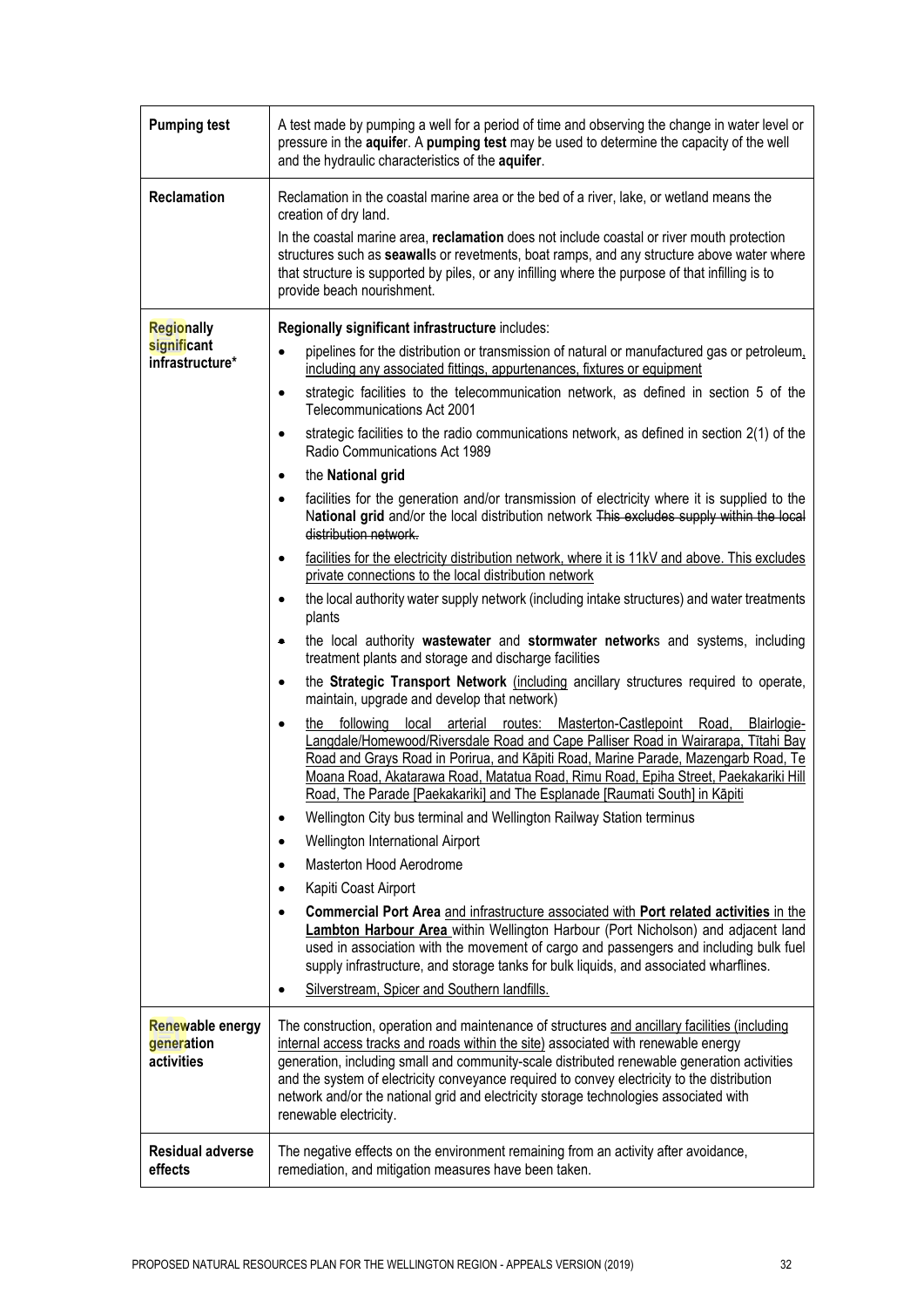| | |
|---|---|
| **Pumping test** | A test made by pumping a well for a period of time and observing the change in water level or pressure in the **aquifer**. A **pumping test** may be used to determine the capacity of the well and the hydraulic characteristics of the **aquifer**. |
| **Reclamation** | Reclamation in the coastal marine area or the bed of a river, lake, or wetland means the creation of dry land.<br><br>In the coastal marine area, **reclamation** does not include coastal or river mouth protection structures such as **seawall**s or revetments, boat ramps, and any structure above water where that structure is supported by piles, or any infilling where the purpose of that infilling is to provide beach nourishment. |
| **Regionally significant infrastructure*** | **Regionally significant infrastructure** includes:<br>• pipelines for the distribution or transmission of natural or manufactured gas or petroleum, including any associated fittings, appurtenances, fixtures or equipment<br>• strategic facilities to the telecommunication network, as defined in section 5 of the Telecommunications Act 2001<br>• strategic facilities to the radio communications network, as defined in section 2(1) of the Radio Communications Act 1989<br>• the **National grid**<br>• facilities for the generation and/or transmission of electricity where it is supplied to the N**ational grid** and/or the local distribution network ~~This excludes supply within the local distribution network.~~<br>• facilities for the electricity distribution network, where it is 11kV and above. This excludes private connections to the local distribution network<br>• the local authority water supply network (including intake structures) and water treatments plants<br>• the local authority **wastewater** and **stormwater network**s and systems, including treatment plants and storage and discharge facilities<br>• the **Strategic Transport Network** (including ancillary structures required to operate, maintain, upgrade and develop that network)<br>• the following local arterial routes: Masterton-Castlepoint Road, Blairlogie-Langdale/Homewood/Riversdale Road and Cape Palliser Road in Wairarapa, Tītahi Bay Road and Grays Road in Porirua, and Kāpiti Road, Marine Parade, Mazengarb Road, Te Moana Road, Akatarawa Road, Matatua Road, Rimu Road, Epiha Street, Paekakariki Hill Road, The Parade [Paekakariki] and The Esplanade [Raumati South] in Kāpiti<br>• Wellington City bus terminal and Wellington Railway Station terminus<br>• Wellington International Airport<br>• Masterton Hood Aerodrome<br>• Kapiti Coast Airport<br>• **Commercial Port Area** and infrastructure associated with **Port related activities** in the **Lambton Harbour Area** within Wellington Harbour (Port Nicholson) and adjacent land used in association with the movement of cargo and passengers and including bulk fuel supply infrastructure, and storage tanks for bulk liquids, and associated wharflines.<br>• Silverstream, Spicer and Southern landfills. |
| **Renewable energy generation activities** | The construction, operation and maintenance of structures and ancillary facilities (including internal access tracks and roads within the site) associated with renewable energy generation, including small and community-scale distributed renewable generation activities and the system of electricity conveyance required to convey electricity to the distribution network and/or the national grid and electricity storage technologies associated with renewable electricity. |
| **Residual adverse effects** | The negative effects on the environment remaining from an activity after avoidance, remediation, and mitigation measures have been taken. |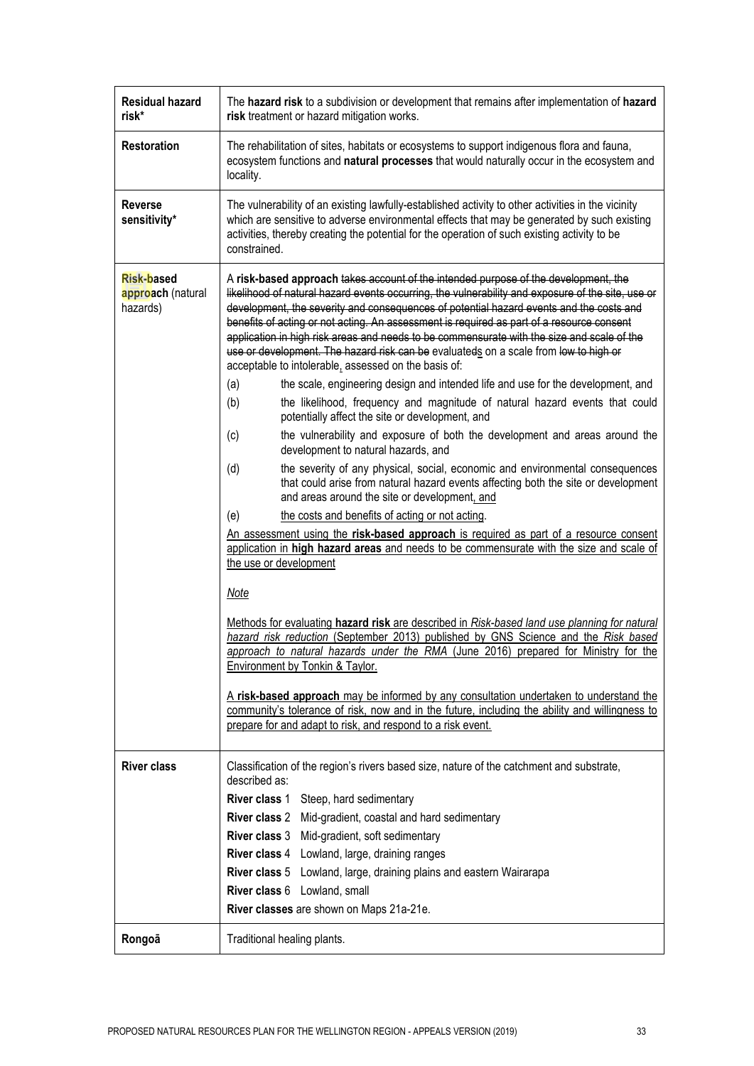| | |
|---|---|
| **Residual hazard risk*** | The **hazard risk** to a subdivision or development that remains after implementation of **hazard risk** treatment or hazard mitigation works. |
| **Restoration** | The rehabilitation of sites, habitats or ecosystems to support indigenous flora and fauna, ecosystem functions and **natural processes** that would naturally occur in the ecosystem and locality. |
| **Reverse sensitivity*** | The vulnerability of an existing lawfully-established activity to other activities in the vicinity which are sensitive to adverse environmental effects that may be generated by such existing activities, thereby creating the potential for the operation of such existing activity to be constrained. |
| **Risk-based approach** (natural hazards) | A **risk-based approach** ~~takes account of the intended purpose of the development, the likelihood of natural hazard events occurring, the vulnerability and exposure of the site, use or development, the severity and consequences of potential hazard events and the costs and benefits of acting or not acting. An assessment is required as part of a resource consent application in high risk areas and needs to be commensurate with the size and scale of the use or development. The hazard risk can be~~ evaluated<u>s</u> on a scale from ~~low to high or~~ acceptable to intolerable<u>,</u> assessed on the basis of:<br><br>(a) the scale, engineering design and intended life and use for the development, and<br>(b) the likelihood, frequency and magnitude of natural hazard events that could potentially affect the site or development, and<br>(c) the vulnerability and exposure of both the development and areas around the development to natural hazards, and<br>(d) the severity of any physical, social, economic and environmental consequences that could arise from natural hazard events affecting both the site or development and areas around the site or development<u>, and</u><br>(e) <u>the costs and benefits of acting or not acting.</u><br><br><u>An assessment using the **risk-based approach** is required as part of a resource consent application in **high hazard areas** and needs to be commensurate with the size and scale of the use or development</u><br><br><u>*Note*</u><br><br><u>Methods for evaluating **hazard risk** are described in *Risk-based land use planning for natural hazard risk reduction* (September 2013) published by GNS Science and the *Risk based approach to natural hazards under the RMA* (June 2016) prepared for Ministry for the Environment by Tonkin & Taylor.</u><br><br><u>A **risk-based approach** may be informed by any consultation undertaken to understand the community's tolerance of risk, now and in the future, including the ability and willingness to prepare for and adapt to risk, and respond to a risk event.</u> |
| **River class** | Classification of the region's rivers based size, nature of the catchment and substrate, described as:<br>**River class** 1 Steep, hard sedimentary<br>**River class** 2 Mid-gradient, coastal and hard sedimentary<br>**River class** 3 Mid-gradient, soft sedimentary<br>**River class** 4 Lowland, large, draining ranges<br>**River class** 5 Lowland, large, draining plains and eastern Wairarapa<br>**River class** 6 Lowland, small<br>**River classes** are shown on Maps 21a-21e. |
| **Rongoā** | Traditional healing plants. |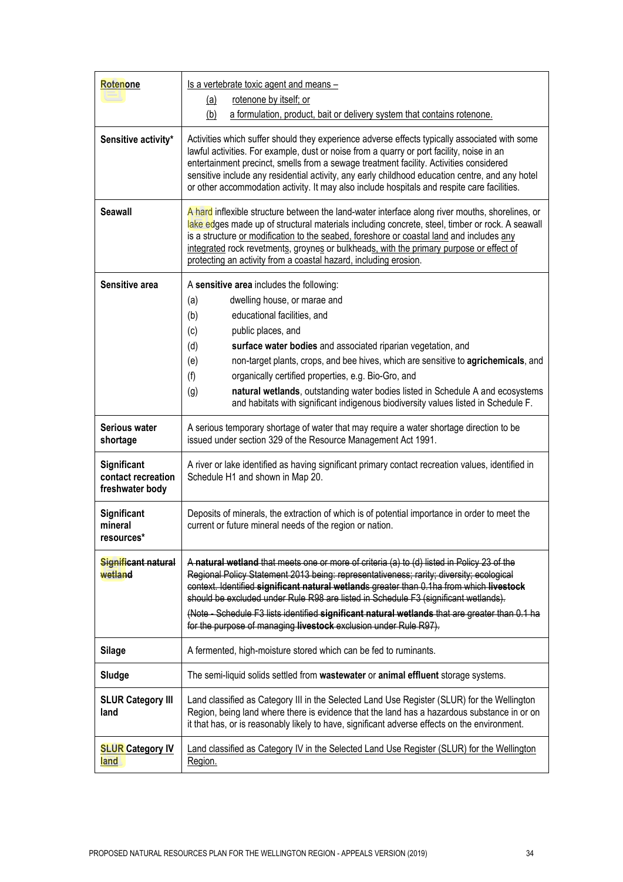| | |
|---|---|
| **Rotenone** | Is a vertebrate toxic agent and means – (a) rotenone by itself; or (b) a formulation, product, bait or delivery system that contains rotenone. |
| **Sensitive activity*** | Activities which suffer should they experience adverse effects typically associated with some lawful activities. For example, dust or noise from a quarry or port facility, noise in an entertainment precinct, smells from a sewage treatment facility. Activities considered sensitive include any residential activity, any early childhood education centre, and any hotel or other accommodation activity. It may also include hospitals and respite care facilities. |
| **Seawall** | A hard inflexible structure between the land-water interface along river mouths, shorelines, or lake edges made up of structural materials including concrete, steel, timber or rock. A seawall is a structure or modification to the seabed, foreshore or coastal land and includes any integrated rock revetments, groynes or bulkheads, with the primary purpose or effect of protecting an activity from a coastal hazard, including erosion. |
| **Sensitive area** | A **sensitive area** includes the following: (a) dwelling house, or marae and (b) educational facilities, and (c) public places, and (d) **surface water bodies** and associated riparian vegetation, and (e) non-target plants, crops, and bee hives, which are sensitive to **agrichemicals**, and (f) organically certified properties, e.g. Bio-Gro, and (g) **natural wetlands**, outstanding water bodies listed in Schedule A and ecosystems and habitats with significant indigenous biodiversity values listed in Schedule F. |
| **Serious water shortage** | A serious temporary shortage of water that may require a water shortage direction to be issued under section 329 of the Resource Management Act 1991. |
| **Significant contact recreation freshwater body** | A river or lake identified as having significant primary contact recreation values, identified in Schedule H1 and shown in Map 20. |
| **Significant mineral resources*** | Deposits of minerals, the extraction of which is of potential importance in order to meet the current or future mineral needs of the region or nation. |
| ~~**Significant natural wetland**~~ | ~~A **natural wetland** that meets one or more of criteria (a) to (d) listed in Policy 23 of the Regional Policy Statement 2013 being: representativeness; rarity; diversity; ecological context. Identified **significant natural wetland**s greater than 0.1ha from which **livestock** should be excluded under Rule R98 are listed in Schedule F3 (significant wetlands).~~ ~~(Note - Schedule F3 lists identified **significant natural wetlands** that are greater than 0.1 ha for the purpose of managing **livestock** exclusion under Rule R97).~~ |
| **Silage** | A fermented, high-moisture stored which can be fed to ruminants. |
| **Sludge** | The semi-liquid solids settled from **wastewater** or **animal effluent** storage systems. |
| **SLUR Category III land** | Land classified as Category III in the Selected Land Use Register (SLUR) for the Wellington Region, being land where there is evidence that the land has a hazardous substance in or on it that has, or is reasonably likely to have, significant adverse effects on the environment. |
| **SLUR Category IV land** | Land classified as Category IV in the Selected Land Use Register (SLUR) for the Wellington Region. |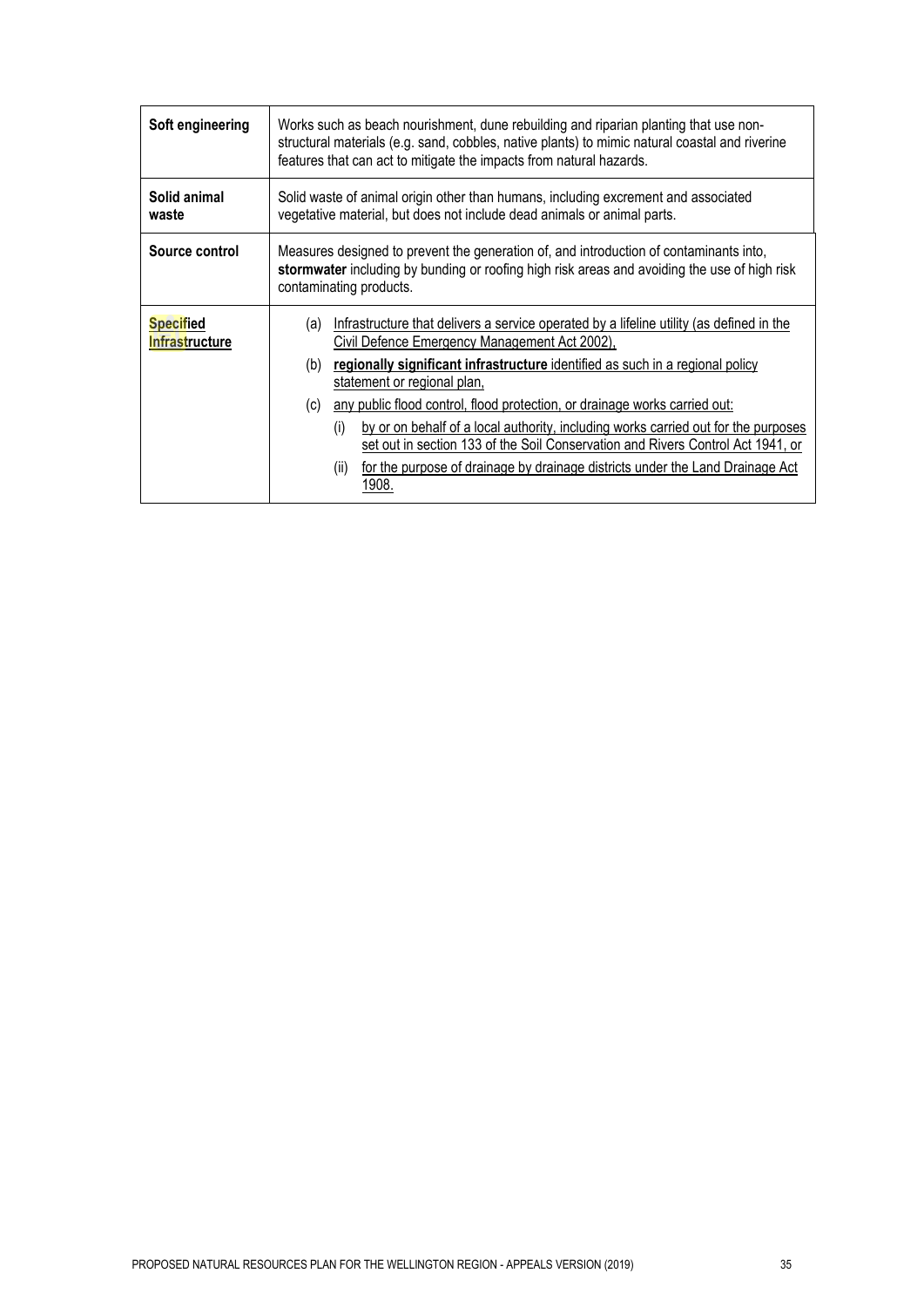| | |
|---|---|
| **Soft engineering** | Works such as beach nourishment, dune rebuilding and riparian planting that use non-structural materials (e.g. sand, cobbles, native plants) to mimic natural coastal and riverine features that can act to mitigate the impacts from natural hazards. |
| **Solid animal waste** | Solid waste of animal origin other than humans, including excrement and associated vegetative material, but does not include dead animals or animal parts. |
| **Source control** | Measures designed to prevent the generation of, and introduction of contaminants into, **stormwater** including by bunding or roofing high risk areas and avoiding the use of high risk contaminating products. |
| <u>**Specified Infrastructure**</u> | (a) <u>Infrastructure that delivers a service operated by a lifeline utility (as defined in the Civil Defence Emergency Management Act 2002),</u><br>(b) <u>**regionally significant infrastructure** identified as such in a regional policy statement or regional plan,</u><br>(c) <u>any public flood control, flood protection, or drainage works carried out:</u><br>(i) <u>by or on behalf of a local authority, including works carried out for the purposes set out in section 133 of the Soil Conservation and Rivers Control Act 1941, or</u><br>(ii) <u>for the purpose of drainage by drainage districts under the Land Drainage Act 1908.</u> |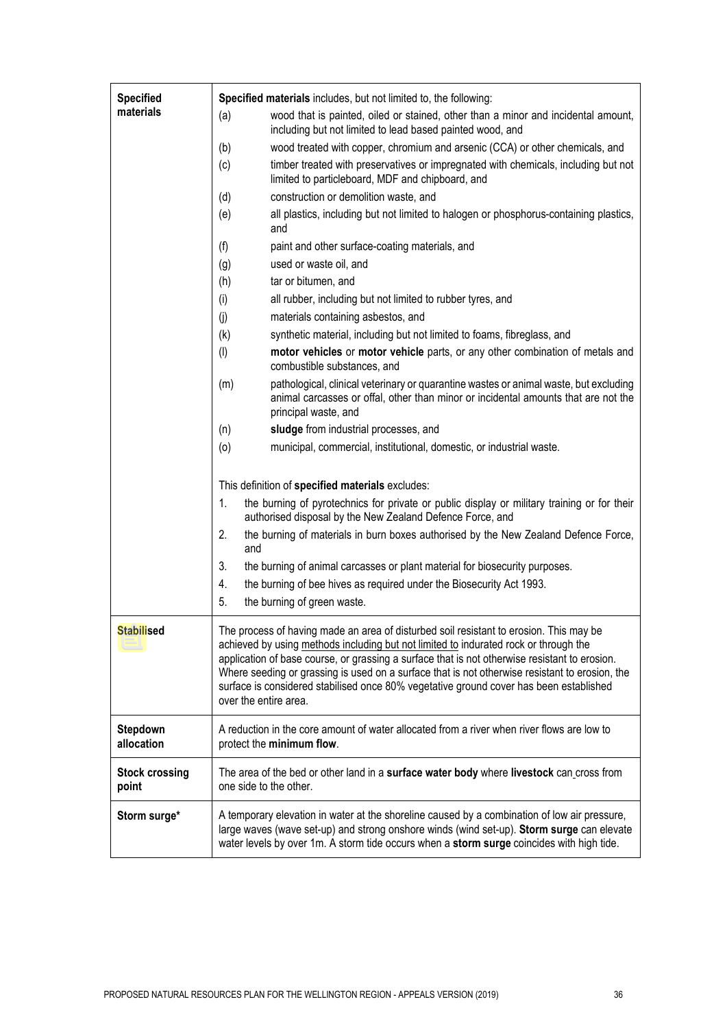| | |
|---|---|
| **Specified materials** | **Specified materials** includes, but not limited to, the following:<br>(a) wood that is painted, oiled or stained, other than a minor and incidental amount, including but not limited to lead based painted wood, and<br>(b) wood treated with copper, chromium and arsenic (CCA) or other chemicals, and<br>(c) timber treated with preservatives or impregnated with chemicals, including but not limited to particleboard, MDF and chipboard, and<br>(d) construction or demolition waste, and<br>(e) all plastics, including but not limited to halogen or phosphorus-containing plastics, and<br>(f) paint and other surface-coating materials, and<br>(g) used or waste oil, and<br>(h) tar or bitumen, and<br>(i) all rubber, including but not limited to rubber tyres, and<br>(j) materials containing asbestos, and<br>(k) synthetic material, including but not limited to foams, fibreglass, and<br>(l) **motor vehicles** or **motor vehicle** parts, or any other combination of metals and combustible substances, and<br>(m) pathological, clinical veterinary or quarantine wastes or animal waste, but excluding animal carcasses or offal, other than minor or incidental amounts that are not the principal waste, and<br>(n) **sludge** from industrial processes, and<br>(o) municipal, commercial, institutional, domestic, or industrial waste.<br><br>This definition of **specified materials** excludes:<br>1. the burning of pyrotechnics for private or public display or military training or for their authorised disposal by the New Zealand Defence Force, and<br>2. the burning of materials in burn boxes authorised by the New Zealand Defence Force, and<br>3. the burning of animal carcasses or plant material for biosecurity purposes.<br>4. the burning of bee hives as required under the Biosecurity Act 1993.<br>5. the burning of green waste. |
| **Stabilised** | The process of having made an area of disturbed soil resistant to erosion. This may be achieved by using methods including but not limited to indurated rock or through the application of base course, or grassing a surface that is not otherwise resistant to erosion. Where seeding or grassing is used on a surface that is not otherwise resistant to erosion, the surface is considered stabilised once 80% vegetative ground cover has been established over the entire area. |
| **Stepdown allocation** | A reduction in the core amount of water allocated from a river when river flows are low to protect the **minimum flow**. |
| **Stock crossing point** | The area of the bed or other land in a **surface water body** where **livestock** can cross from one side to the other. |
| **Storm surge*** | A temporary elevation in water at the shoreline caused by a combination of low air pressure, large waves (wave set-up) and strong onshore winds (wind set-up). **Storm surge** can elevate water levels by over 1m. A storm tide occurs when a **storm surge** coincides with high tide. |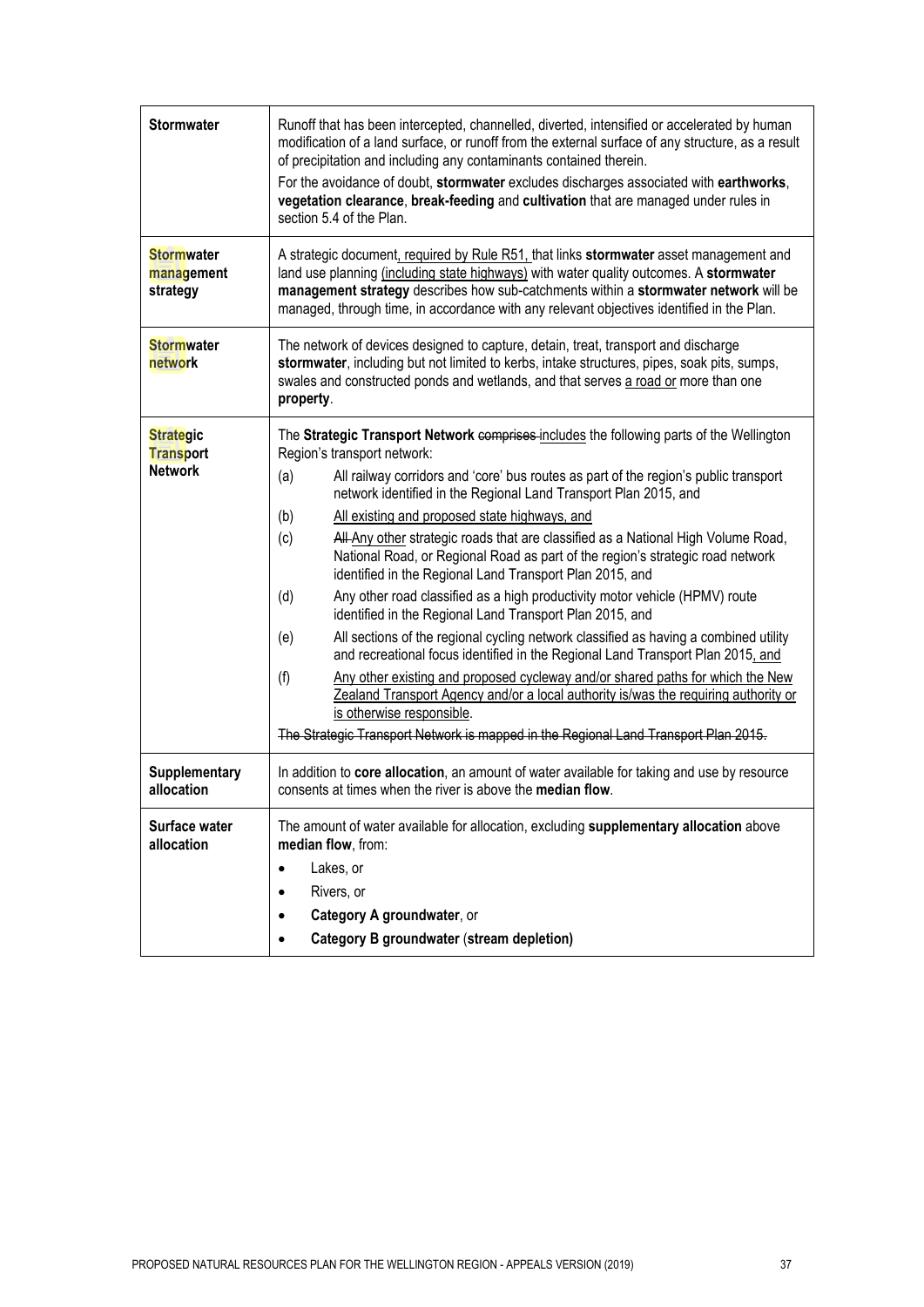| | |
|---|---|
| **Stormwater** | Runoff that has been intercepted, channelled, diverted, intensified or accelerated by human modification of a land surface, or runoff from the external surface of any structure, as a result of precipitation and including any contaminants contained therein.<br>For the avoidance of doubt, **stormwater** excludes discharges associated with **earthworks**, **vegetation clearance**, **break-feeding** and **cultivation** that are managed under rules in section 5.4 of the Plan. |
| **Stormwater management strategy** | A strategic document<ins>, required by Rule R51,</ins> that links **stormwater** asset management and land use planning <ins>(including state highways)</ins> with water quality outcomes. A **stormwater management strategy** describes how sub-catchments within a **stormwater network** will be managed, through time, in accordance with any relevant objectives identified in the Plan. |
| **Stormwater network** | The network of devices designed to capture, detain, treat, transport and discharge **stormwater**, including but not limited to kerbs, intake structures, pipes, soak pits, sumps, swales and constructed ponds and wetlands, and that serves <ins>a road or</ins> more than one **property**. |
| **Strategic Transport Network** | The **Strategic Transport Network** ~~comprises~~ <ins>includes</ins> the following parts of the Wellington Region's transport network:<br>(a) All railway corridors and 'core' bus routes as part of the region's public transport network identified in the Regional Land Transport Plan 2015, and<br>(b) <ins>All existing and proposed state highways, and</ins><br>(c) ~~All~~ <ins>Any other</ins> strategic roads that are classified as a National High Volume Road, National Road, or Regional Road as part of the region's strategic road network identified in the Regional Land Transport Plan 2015, and<br>(d) Any other road classified as a high productivity motor vehicle (HPMV) route identified in the Regional Land Transport Plan 2015, and<br>(e) All sections of the regional cycling network classified as having a combined utility and recreational focus identified in the Regional Land Transport Plan 2015<ins>, and</ins><br>(f) <ins>Any other existing and proposed cycleway and/or shared paths for which the New Zealand Transport Agency and/or a local authority is/was the requiring authority or is otherwise responsible</ins>.<br>~~The Strategic Transport Network is mapped in the Regional Land Transport Plan 2015.~~ |
| **Supplementary allocation** | In addition to **core allocation**, an amount of water available for taking and use by resource consents at times when the river is above the **median flow**. |
| **Surface water allocation** | The amount of water available for allocation, excluding **supplementary allocation** above **median flow**, from:<br>• Lakes, or<br>• Rivers, or<br>• **Category A groundwater**, or<br>• **Category B groundwater** (**stream depletion**) |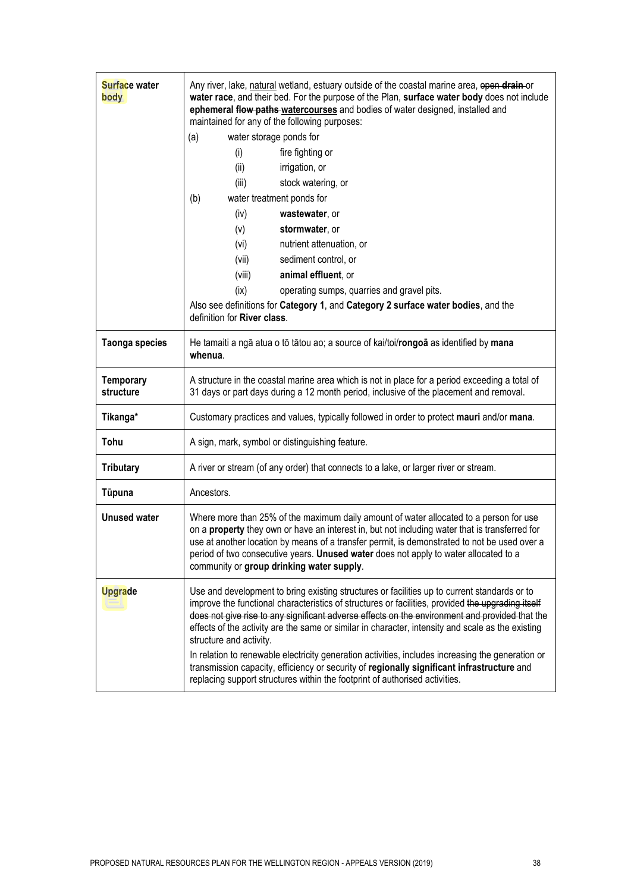| | |
|---|---|
| **Surface water body** | Any river, lake, natural wetland, estuary outside of the coastal marine area, ~~open~~ **~~drain~~** or **water race**, and their bed. For the purpose of the Plan, **surface water body** does not include **ephemeral ~~flow paths~~ watercourses** and bodies of water designed, installed and maintained for any of the following purposes:<br>(a) water storage ponds for<br>(i) fire fighting or<br>(ii) irrigation, or<br>(iii) stock watering, or<br>(b) water treatment ponds for<br>(iv) **wastewater**, or<br>(v) **stormwater**, or<br>(vi) nutrient attenuation, or<br>(vii) sediment control, or<br>(viii) **animal effluent**, or<br>(ix) operating sumps, quarries and gravel pits.<br>Also see definitions for **Category 1**, and **Category 2 surface water bodies**, and the definition for **River class**. |
| **Taonga species** | He tamaiti a ngā atua o tō tātou ao; a source of kai/toi/**rongoā** as identified by **mana whenua**. |
| **Temporary structure** | A structure in the coastal marine area which is not in place for a period exceeding a total of 31 days or part days during a 12 month period, inclusive of the placement and removal. |
| **Tikanga*** | Customary practices and values, typically followed in order to protect **mauri** and/or **mana**. |
| **Tohu** | A sign, mark, symbol or distinguishing feature. |
| **Tributary** | A river or stream (of any order) that connects to a lake, or larger river or stream. |
| **Tūpuna** | Ancestors. |
| **Unused water** | Where more than 25% of the maximum daily amount of water allocated to a person for use on a **property** they own or have an interest in, but not including water that is transferred for use at another location by means of a transfer permit, is demonstrated to not be used over a period of two consecutive years. **Unused water** does not apply to water allocated to a community or **group drinking water supply**. |
| **Upgrade** | Use and development to bring existing structures or facilities up to current standards or to improve the functional characteristics of structures or facilities, provided ~~the upgrading itself does not give rise to any significant adverse effects on the environment and provided~~ that the effects of the activity are the same or similar in character, intensity and scale as the existing structure and activity.<br>In relation to renewable electricity generation activities, includes increasing the generation or transmission capacity, efficiency or security of **regionally significant infrastructure** and replacing support structures within the footprint of authorised activities. |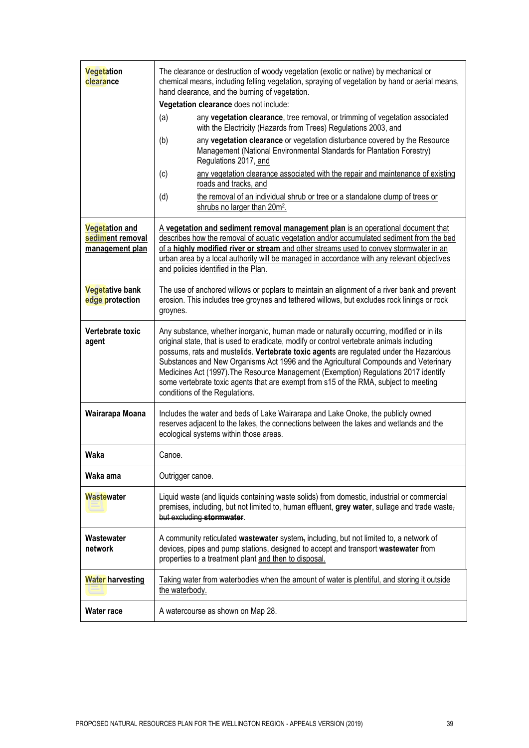| | |
|---|---|
| **Vegetation clearance** | The clearance or destruction of woody vegetation (exotic or native) by mechanical or chemical means, including felling vegetation, spraying of vegetation by hand or aerial means, hand clearance, and the burning of vegetation.<br>**Vegetation clearance** does not include:<br>(a) any **vegetation clearance**, tree removal, or trimming of vegetation associated with the Electricity (Hazards from Trees) Regulations 2003, and<br>(b) any **vegetation clearance** or vegetation disturbance covered by the Resource Management (National Environmental Standards for Plantation Forestry) Regulations 2017, and<br>(c) any vegetation clearance associated with the repair and maintenance of existing roads and tracks, and<br>(d) the removal of an individual shrub or tree or a standalone clump of trees or shrubs no larger than 20m². |
| **Vegetation and sediment removal management plan** | A **vegetation and sediment removal management plan** is an operational document that describes how the removal of aquatic vegetation and/or accumulated sediment from the bed of a **highly modified river or stream** and other streams used to convey stormwater in an urban area by a local authority will be managed in accordance with any relevant objectives and policies identified in the Plan. |
| **Vegetative bank edge protection** | The use of anchored willows or poplars to maintain an alignment of a river bank and prevent erosion. This includes tree groynes and tethered willows, but excludes rock linings or rock groynes. |
| **Vertebrate toxic agent** | Any substance, whether inorganic, human made or naturally occurring, modified or in its original state, that is used to eradicate, modify or control vertebrate animals including possums, rats and mustelids. **Vertebrate toxic agent**s are regulated under the Hazardous Substances and New Organisms Act 1996 and the Agricultural Compounds and Veterinary Medicines Act (1997).The Resource Management (Exemption) Regulations 2017 identify some vertebrate toxic agents that are exempt from s15 of the RMA, subject to meeting conditions of the Regulations. |
| **Wairarapa Moana** | Includes the water and beds of Lake Wairarapa and Lake Onoke, the publicly owned reserves adjacent to the lakes, the connections between the lakes and wetlands and the ecological systems within those areas. |
| **Waka** | Canoe. |
| **Waka ama** | Outrigger canoe. |
| **Wastewater** | Liquid waste (and liquids containing waste solids) from domestic, industrial or commercial premises, including, but not limited to, human effluent, **grey water**, sullage and trade waste, ~~but excluding **stormwater**~~. |
| **Wastewater network** | A community reticulated **wastewater** system, including, but not limited to, a network of devices, pipes and pump stations, designed to accept and transport **wastewater** from properties to a treatment plant and then to disposal. |
| **Water harvesting** | Taking water from waterbodies when the amount of water is plentiful, and storing it outside the waterbody. |
| **Water race** | A watercourse as shown on Map 28. |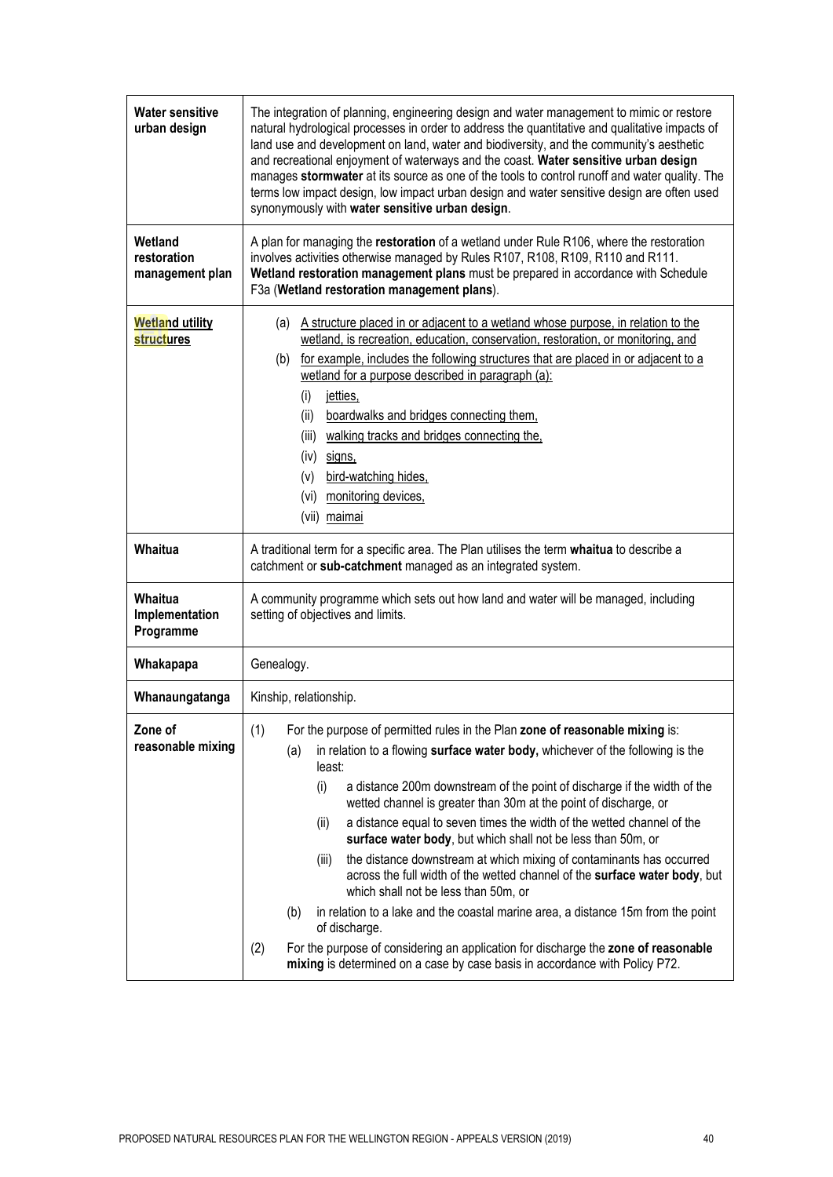| | |
|---|---|
| **Water sensitive urban design** | The integration of planning, engineering design and water management to mimic or restore natural hydrological processes in order to address the quantitative and qualitative impacts of land use and development on land, water and biodiversity, and the community's aesthetic and recreational enjoyment of waterways and the coast. **Water sensitive urban design** manages **stormwater** at its source as one of the tools to control runoff and water quality. The terms low impact design, low impact urban design and water sensitive design are often used synonymously with **water sensitive urban design**. |
| **Wetland restoration management plan** | A plan for managing the **restoration** of a wetland under Rule R106, where the restoration involves activities otherwise managed by Rules R107, R108, R109, R110 and R111. **Wetland restoration management plans** must be prepared in accordance with Schedule F3a (**Wetland restoration management plans**). |
| **Wetland utility structures** | (a) A structure placed in or adjacent to a wetland whose purpose, in relation to the wetland, is recreation, education, conservation, restoration, or monitoring, and<br>(b) for example, includes the following structures that are placed in or adjacent to a wetland for a purpose described in paragraph (a):<br>(i) jetties,<br>(ii) boardwalks and bridges connecting them,<br>(iii) walking tracks and bridges connecting the,<br>(iv) signs,<br>(v) bird-watching hides,<br>(vi) monitoring devices,<br>(vii) maimai |
| **Whaitua** | A traditional term for a specific area. The Plan utilises the term **whaitua** to describe a catchment or **sub-catchment** managed as an integrated system. |
| **Whaitua Implementation Programme** | A community programme which sets out how land and water will be managed, including setting of objectives and limits. |
| **Whakapapa** | Genealogy. |
| **Whanaungatanga** | Kinship, relationship. |
| **Zone of reasonable mixing** | (1) For the purpose of permitted rules in the Plan **zone of reasonable mixing** is:<br>(a) in relation to a flowing **surface water body,** whichever of the following is the least:<br>(i) a distance 200m downstream of the point of discharge if the width of the wetted channel is greater than 30m at the point of discharge, or<br>(ii) a distance equal to seven times the width of the wetted channel of the **surface water body**, but which shall not be less than 50m, or<br>(iii) the distance downstream at which mixing of contaminants has occurred across the full width of the wetted channel of the **surface water body**, but which shall not be less than 50m, or<br>(b) in relation to a lake and the coastal marine area, a distance 15m from the point of discharge.<br>(2) For the purpose of considering an application for discharge the **zone of reasonable mixing** is determined on a case by case basis in accordance with Policy P72. |